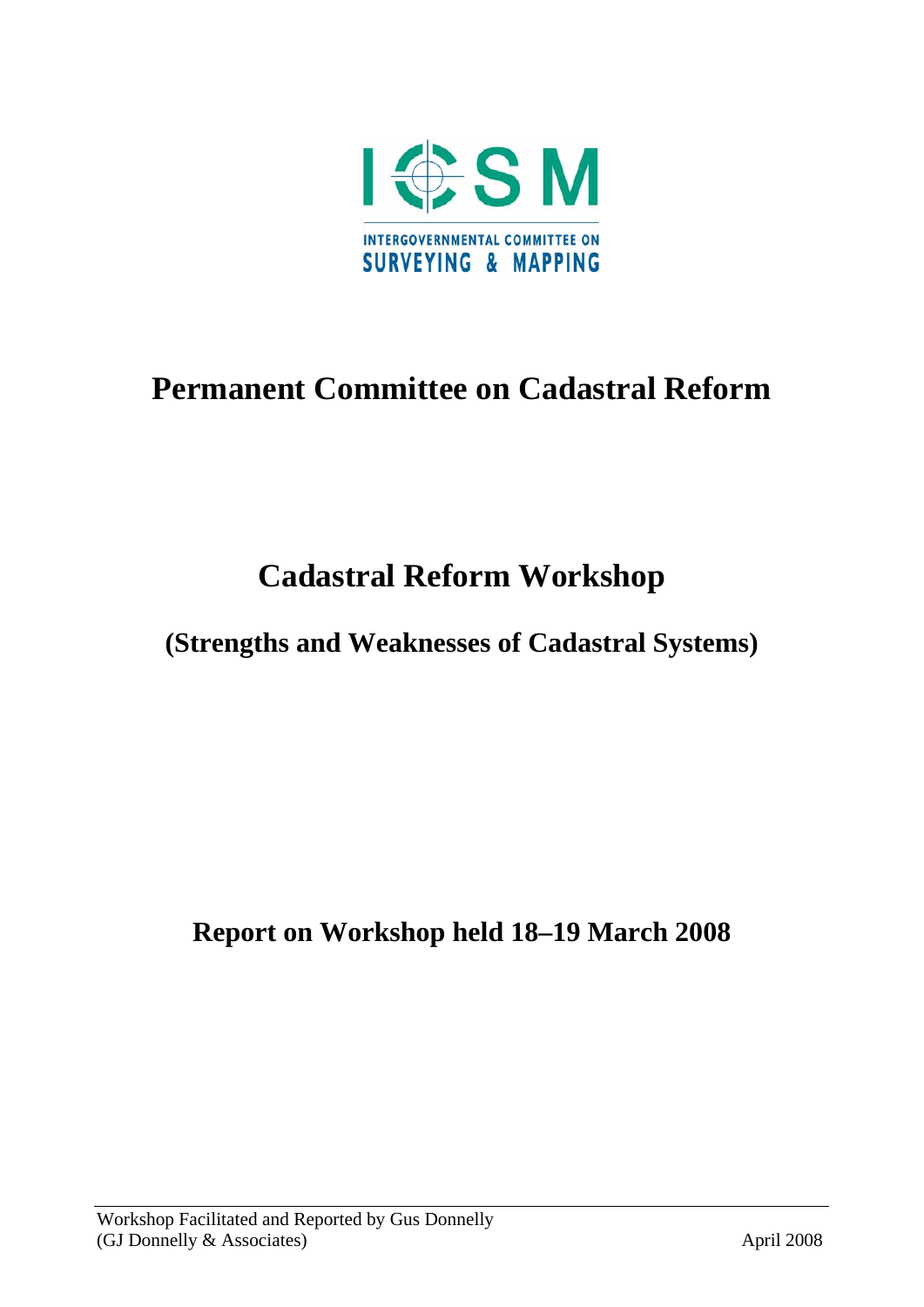ICSM

INTERGOVERNMENTAL COMMITTEE ON SURVEYING & MAPPING

# Permanent Committee on Cadastral Reform

# Cadastral Reform Workshop

## (Strengths and Weaknesses of Cadastral Systems)

## Report on Workshop held 18–19 March 2008

Workshop Facilitated and Reported by Gus Donnelly
(GJ Donnelly & Associates)

April 2008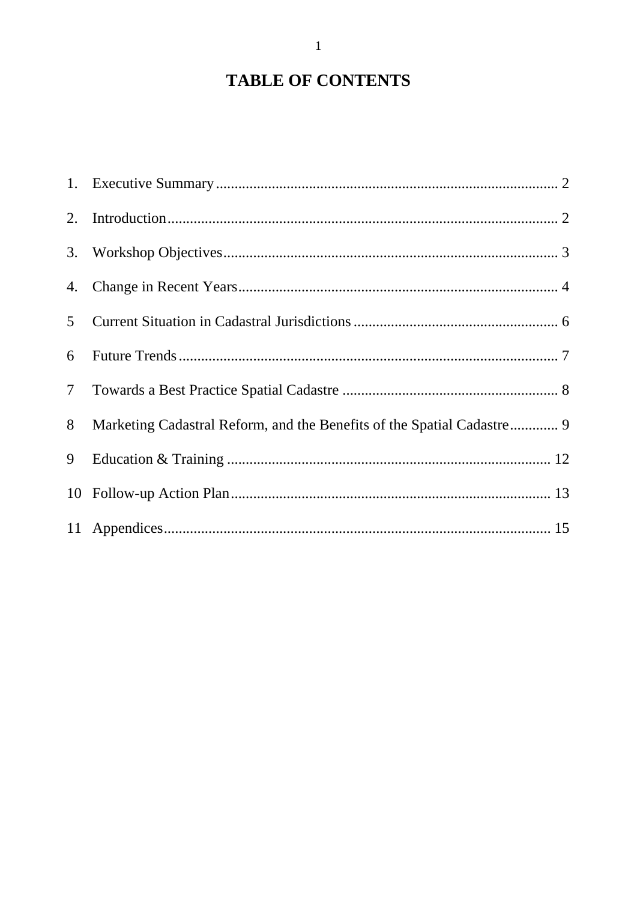# TABLE OF CONTENTS

1. Executive Summary ........ 2
2. Introduction ........ 2
3. Workshop Objectives ........ 3
4. Change in Recent Years ........ 4

5 Current Situation in Cadastral Jurisdictions ........ 6

6 Future Trends ........ 7

7 Towards a Best Practice Spatial Cadastre ........ 8

8 Marketing Cadastral Reform, and the Benefits of the Spatial Cadastre ........ 9

9 Education & Training ........ 12

10 Follow-up Action Plan ........ 13

11 Appendices ........ 15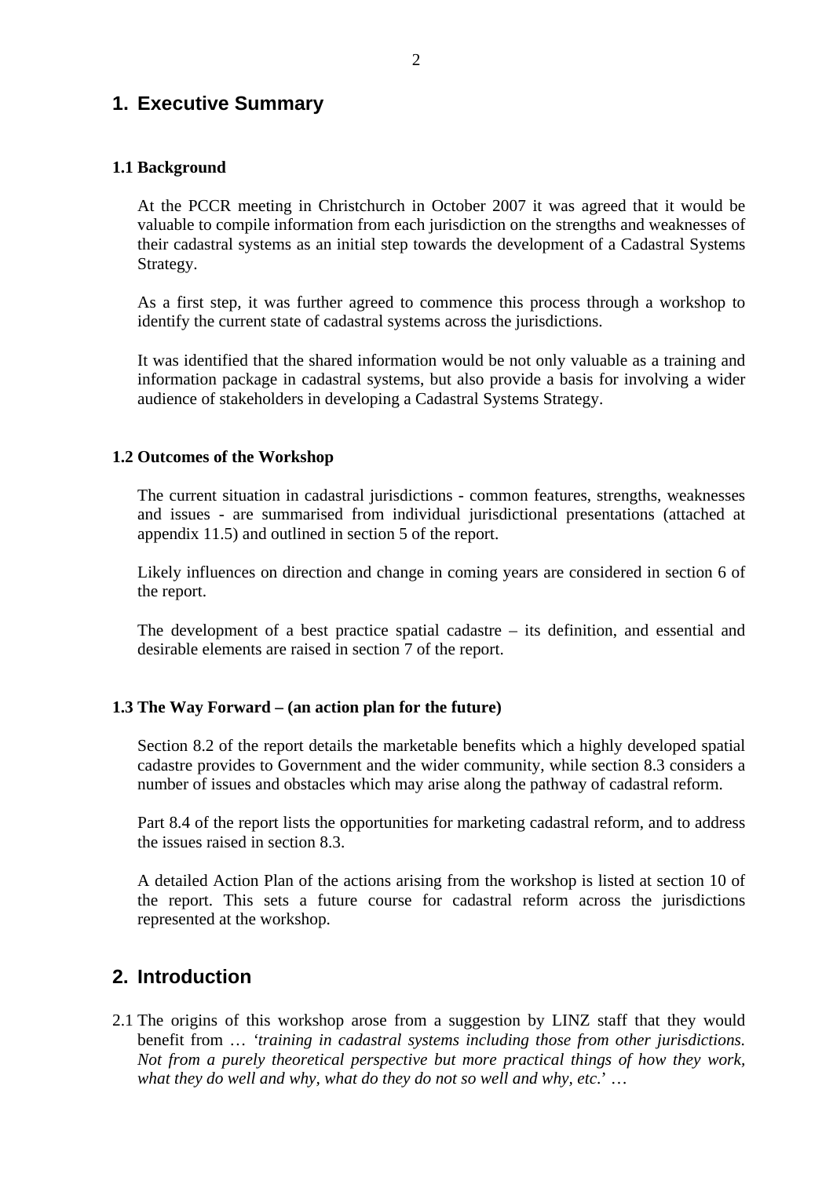## 1. Executive Summary

### 1.1 Background

At the PCCR meeting in Christchurch in October 2007 it was agreed that it would be valuable to compile information from each jurisdiction on the strengths and weaknesses of their cadastral systems as an initial step towards the development of a Cadastral Systems Strategy.

As a first step, it was further agreed to commence this process through a workshop to identify the current state of cadastral systems across the jurisdictions.

It was identified that the shared information would be not only valuable as a training and information package in cadastral systems, but also provide a basis for involving a wider audience of stakeholders in developing a Cadastral Systems Strategy.

### 1.2 Outcomes of the Workshop

The current situation in cadastral jurisdictions - common features, strengths, weaknesses and issues - are summarised from individual jurisdictional presentations (attached at appendix 11.5) and outlined in section 5 of the report.

Likely influences on direction and change in coming years are considered in section 6 of the report.

The development of a best practice spatial cadastre – its definition, and essential and desirable elements are raised in section 7 of the report.

### 1.3 The Way Forward – (an action plan for the future)

Section 8.2 of the report details the marketable benefits which a highly developed spatial cadastre provides to Government and the wider community, while section 8.3 considers a number of issues and obstacles which may arise along the pathway of cadastral reform.

Part 8.4 of the report lists the opportunities for marketing cadastral reform, and to address the issues raised in section 8.3.

A detailed Action Plan of the actions arising from the workshop is listed at section 10 of the report. This sets a future course for cadastral reform across the jurisdictions represented at the workshop.

## 2. Introduction

2.1 The origins of this workshop arose from a suggestion by LINZ staff that they would benefit from … '*training in cadastral systems including those from other jurisdictions. Not from a purely theoretical perspective but more practical things of how they work, what they do well and why, what do they do not so well and why, etc.*' …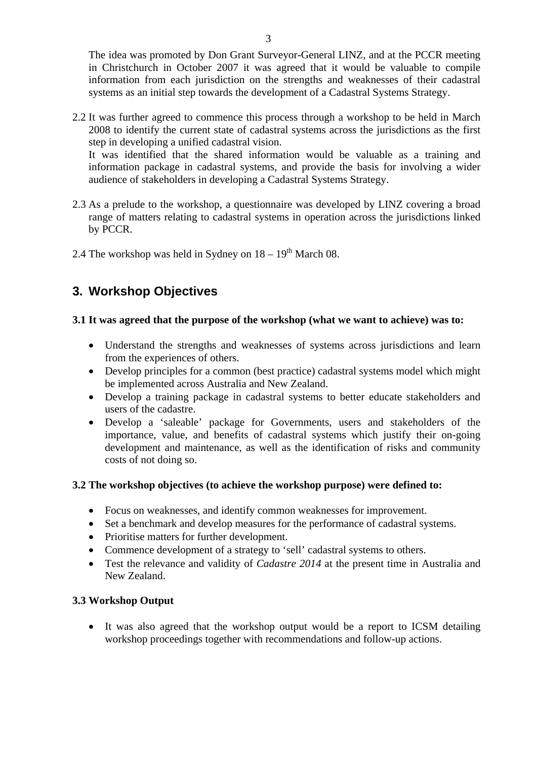The idea was promoted by Don Grant Surveyor-General LINZ, and at the PCCR meeting in Christchurch in October 2007 it was agreed that it would be valuable to compile information from each jurisdiction on the strengths and weaknesses of their cadastral systems as an initial step towards the development of a Cadastral Systems Strategy.

2.2 It was further agreed to commence this process through a workshop to be held in March 2008 to identify the current state of cadastral systems across the jurisdictions as the first step in developing a unified cadastral vision.
It was identified that the shared information would be valuable as a training and information package in cadastral systems, and provide the basis for involving a wider audience of stakeholders in developing a Cadastral Systems Strategy.

2.3 As a prelude to the workshop, a questionnaire was developed by LINZ covering a broad range of matters relating to cadastral systems in operation across the jurisdictions linked by PCCR.

2.4 The workshop was held in Sydney on 18 – 19th March 08.

## 3. Workshop Objectives

**3.1 It was agreed that the purpose of the workshop (what we want to achieve) was to:**

- Understand the strengths and weaknesses of systems across jurisdictions and learn from the experiences of others.
- Develop principles for a common (best practice) cadastral systems model which might be implemented across Australia and New Zealand.
- Develop a training package in cadastral systems to better educate stakeholders and users of the cadastre.
- Develop a 'saleable' package for Governments, users and stakeholders of the importance, value, and benefits of cadastral systems which justify their on-going development and maintenance, as well as the identification of risks and community costs of not doing so.

**3.2 The workshop objectives (to achieve the workshop purpose) were defined to:**

- Focus on weaknesses, and identify common weaknesses for improvement.
- Set a benchmark and develop measures for the performance of cadastral systems.
- Prioritise matters for further development.
- Commence development of a strategy to 'sell' cadastral systems to others.
- Test the relevance and validity of *Cadastre 2014* at the present time in Australia and New Zealand.

**3.3 Workshop Output**

- It was also agreed that the workshop output would be a report to ICSM detailing workshop proceedings together with recommendations and follow-up actions.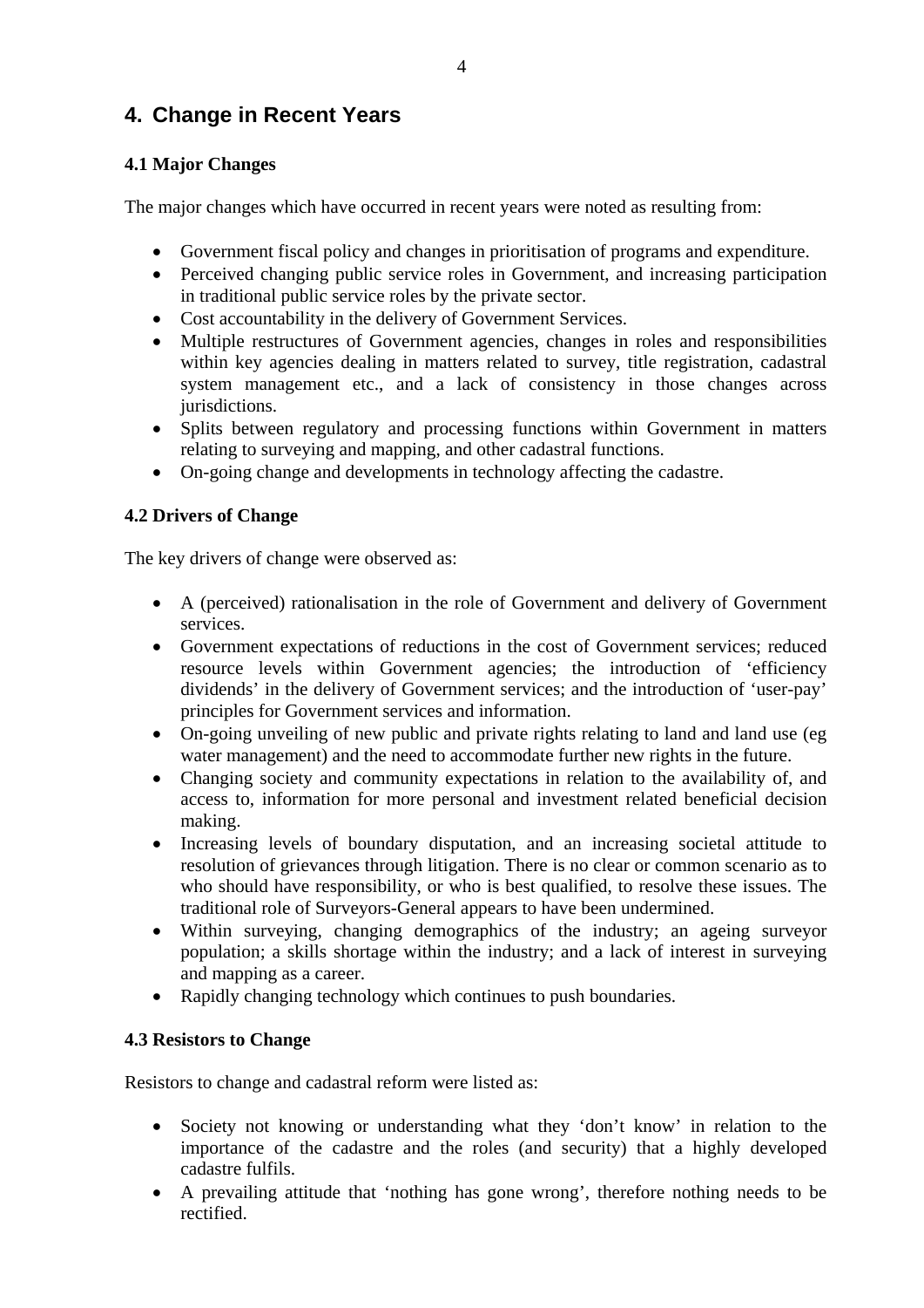## 4. Change in Recent Years

### 4.1 Major Changes

The major changes which have occurred in recent years were noted as resulting from:

- Government fiscal policy and changes in prioritisation of programs and expenditure.
- Perceived changing public service roles in Government, and increasing participation in traditional public service roles by the private sector.
- Cost accountability in the delivery of Government Services.
- Multiple restructures of Government agencies, changes in roles and responsibilities within key agencies dealing in matters related to survey, title registration, cadastral system management etc., and a lack of consistency in those changes across jurisdictions.
- Splits between regulatory and processing functions within Government in matters relating to surveying and mapping, and other cadastral functions.
- On-going change and developments in technology affecting the cadastre.

### 4.2 Drivers of Change

The key drivers of change were observed as:

- A (perceived) rationalisation in the role of Government and delivery of Government services.
- Government expectations of reductions in the cost of Government services; reduced resource levels within Government agencies; the introduction of 'efficiency dividends' in the delivery of Government services; and the introduction of 'user-pay' principles for Government services and information.
- On-going unveiling of new public and private rights relating to land and land use (eg water management) and the need to accommodate further new rights in the future.
- Changing society and community expectations in relation to the availability of, and access to, information for more personal and investment related beneficial decision making.
- Increasing levels of boundary disputation, and an increasing societal attitude to resolution of grievances through litigation. There is no clear or common scenario as to who should have responsibility, or who is best qualified, to resolve these issues. The traditional role of Surveyors-General appears to have been undermined.
- Within surveying, changing demographics of the industry; an ageing surveyor population; a skills shortage within the industry; and a lack of interest in surveying and mapping as a career.
- Rapidly changing technology which continues to push boundaries.

### 4.3 Resistors to Change

Resistors to change and cadastral reform were listed as:

- Society not knowing or understanding what they 'don't know' in relation to the importance of the cadastre and the roles (and security) that a highly developed cadastre fulfils.
- A prevailing attitude that 'nothing has gone wrong', therefore nothing needs to be rectified.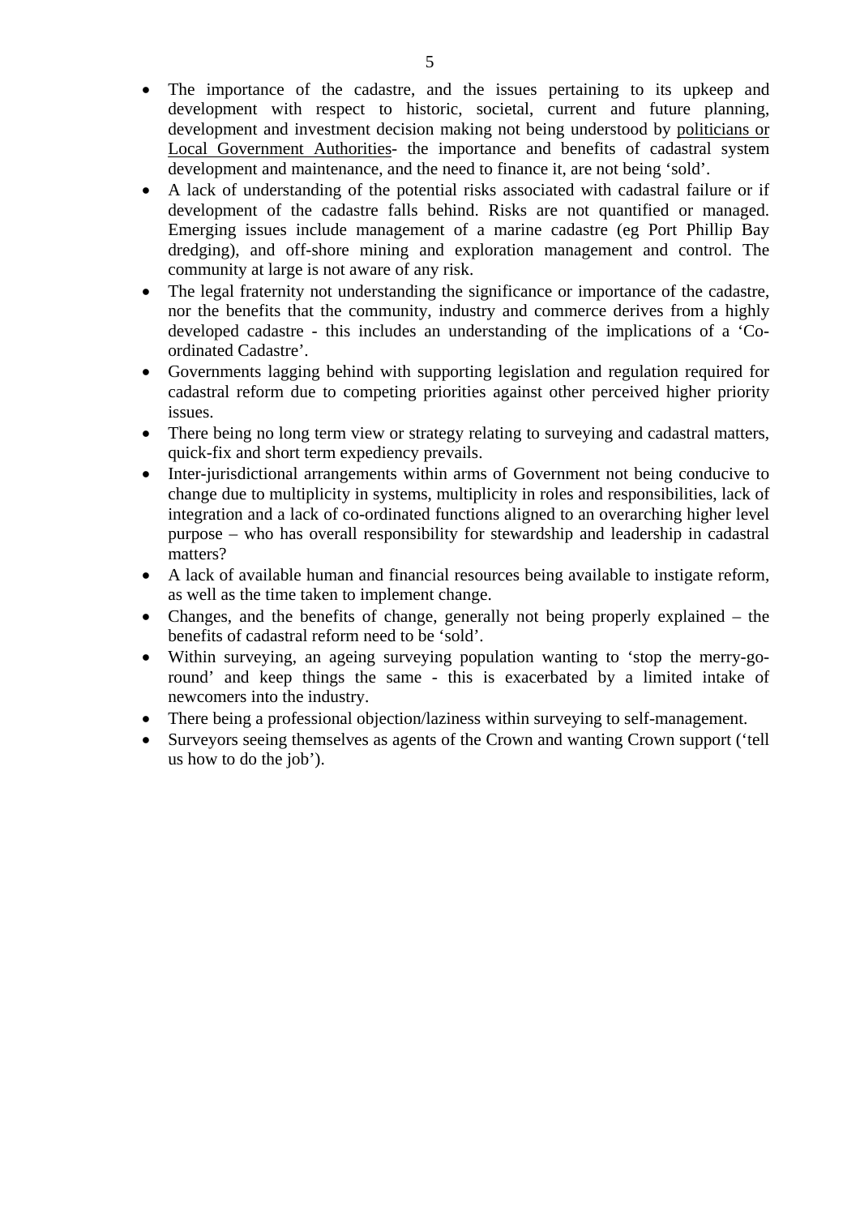- The importance of the cadastre, and the issues pertaining to its upkeep and development with respect to historic, societal, current and future planning, development and investment decision making not being understood by politicians or Local Government Authorities- the importance and benefits of cadastral system development and maintenance, and the need to finance it, are not being 'sold'.
- A lack of understanding of the potential risks associated with cadastral failure or if development of the cadastre falls behind. Risks are not quantified or managed. Emerging issues include management of a marine cadastre (eg Port Phillip Bay dredging), and off-shore mining and exploration management and control. The community at large is not aware of any risk.
- The legal fraternity not understanding the significance or importance of the cadastre, nor the benefits that the community, industry and commerce derives from a highly developed cadastre - this includes an understanding of the implications of a 'Co-ordinated Cadastre'.
- Governments lagging behind with supporting legislation and regulation required for cadastral reform due to competing priorities against other perceived higher priority issues.
- There being no long term view or strategy relating to surveying and cadastral matters, quick-fix and short term expediency prevails.
- Inter-jurisdictional arrangements within arms of Government not being conducive to change due to multiplicity in systems, multiplicity in roles and responsibilities, lack of integration and a lack of co-ordinated functions aligned to an overarching higher level purpose – who has overall responsibility for stewardship and leadership in cadastral matters?
- A lack of available human and financial resources being available to instigate reform, as well as the time taken to implement change.
- Changes, and the benefits of change, generally not being properly explained – the benefits of cadastral reform need to be 'sold'.
- Within surveying, an ageing surveying population wanting to 'stop the merry-go-round' and keep things the same - this is exacerbated by a limited intake of newcomers into the industry.
- There being a professional objection/laziness within surveying to self-management.
- Surveyors seeing themselves as agents of the Crown and wanting Crown support ('tell us how to do the job').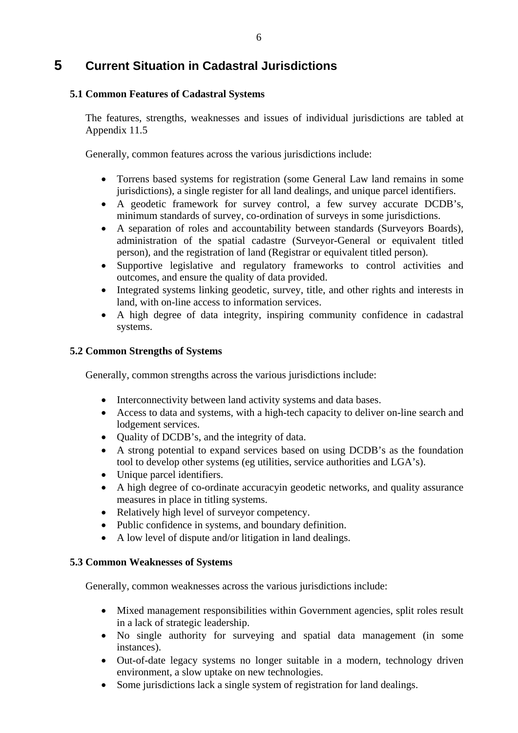# 5 Current Situation in Cadastral Jurisdictions

## 5.1 Common Features of Cadastral Systems

The features, strengths, weaknesses and issues of individual jurisdictions are tabled at Appendix 11.5

Generally, common features across the various jurisdictions include:

- Torrens based systems for registration (some General Law land remains in some jurisdictions), a single register for all land dealings, and unique parcel identifiers.
- A geodetic framework for survey control, a few survey accurate DCDB's, minimum standards of survey, co-ordination of surveys in some jurisdictions.
- A separation of roles and accountability between standards (Surveyors Boards), administration of the spatial cadastre (Surveyor-General or equivalent titled person), and the registration of land (Registrar or equivalent titled person).
- Supportive legislative and regulatory frameworks to control activities and outcomes, and ensure the quality of data provided.
- Integrated systems linking geodetic, survey, title, and other rights and interests in land, with on-line access to information services.
- A high degree of data integrity, inspiring community confidence in cadastral systems.

## 5.2 Common Strengths of Systems

Generally, common strengths across the various jurisdictions include:

- Interconnectivity between land activity systems and data bases.
- Access to data and systems, with a high-tech capacity to deliver on-line search and lodgement services.
- Quality of DCDB's, and the integrity of data.
- A strong potential to expand services based on using DCDB's as the foundation tool to develop other systems (eg utilities, service authorities and LGA's).
- Unique parcel identifiers.
- A high degree of co-ordinate accuracyin geodetic networks, and quality assurance measures in place in titling systems.
- Relatively high level of surveyor competency.
- Public confidence in systems, and boundary definition.
- A low level of dispute and/or litigation in land dealings.

## 5.3 Common Weaknesses of Systems

Generally, common weaknesses across the various jurisdictions include:

- Mixed management responsibilities within Government agencies, split roles result in a lack of strategic leadership.
- No single authority for surveying and spatial data management (in some instances).
- Out-of-date legacy systems no longer suitable in a modern, technology driven environment, a slow uptake on new technologies.
- Some jurisdictions lack a single system of registration for land dealings.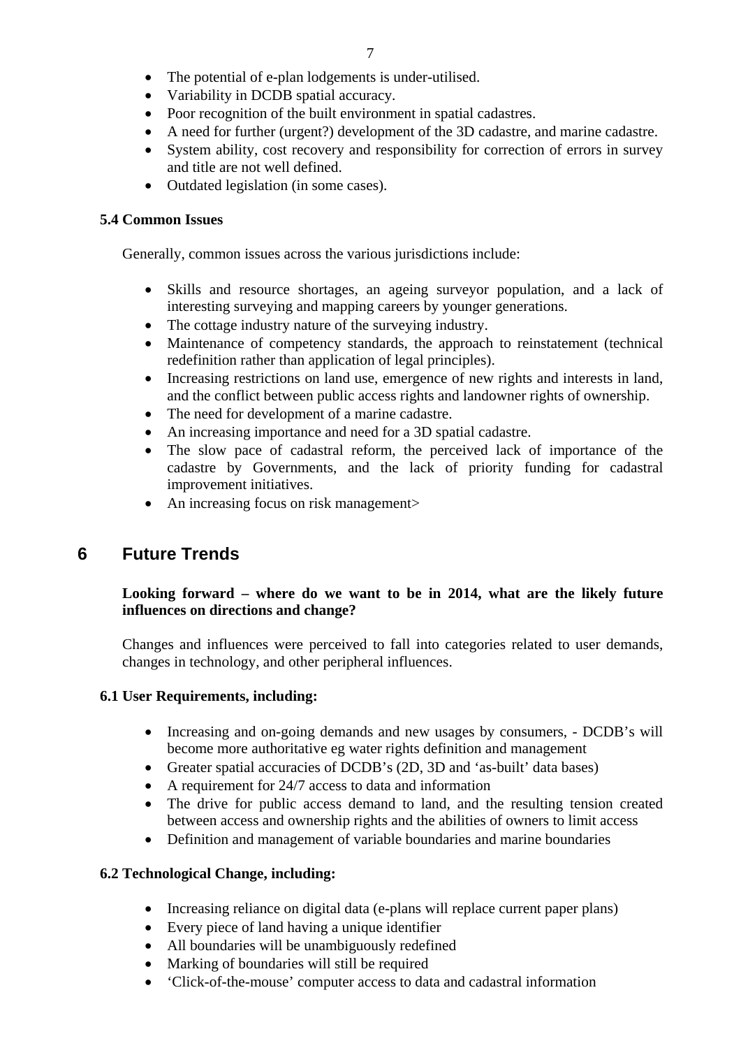- The potential of e-plan lodgements is under-utilised.
- Variability in DCDB spatial accuracy.
- Poor recognition of the built environment in spatial cadastres.
- A need for further (urgent?) development of the 3D cadastre, and marine cadastre.
- System ability, cost recovery and responsibility for correction of errors in survey and title are not well defined.
- Outdated legislation (in some cases).

### 5.4 Common Issues

Generally, common issues across the various jurisdictions include:

- Skills and resource shortages, an ageing surveyor population, and a lack of interesting surveying and mapping careers by younger generations.
- The cottage industry nature of the surveying industry.
- Maintenance of competency standards, the approach to reinstatement (technical redefinition rather than application of legal principles).
- Increasing restrictions on land use, emergence of new rights and interests in land, and the conflict between public access rights and landowner rights of ownership.
- The need for development of a marine cadastre.
- An increasing importance and need for a 3D spatial cadastre.
- The slow pace of cadastral reform, the perceived lack of importance of the cadastre by Governments, and the lack of priority funding for cadastral improvement initiatives.
- An increasing focus on risk management>

## 6 Future Trends

**Looking forward – where do we want to be in 2014, what are the likely future influences on directions and change?**

Changes and influences were perceived to fall into categories related to user demands, changes in technology, and other peripheral influences.

### 6.1 User Requirements, including:

- Increasing and on-going demands and new usages by consumers, - DCDB's will become more authoritative eg water rights definition and management
- Greater spatial accuracies of DCDB's (2D, 3D and 'as-built' data bases)
- A requirement for 24/7 access to data and information
- The drive for public access demand to land, and the resulting tension created between access and ownership rights and the abilities of owners to limit access
- Definition and management of variable boundaries and marine boundaries

### 6.2 Technological Change, including:

- Increasing reliance on digital data (e-plans will replace current paper plans)
- Every piece of land having a unique identifier
- All boundaries will be unambiguously redefined
- Marking of boundaries will still be required
- 'Click-of-the-mouse' computer access to data and cadastral information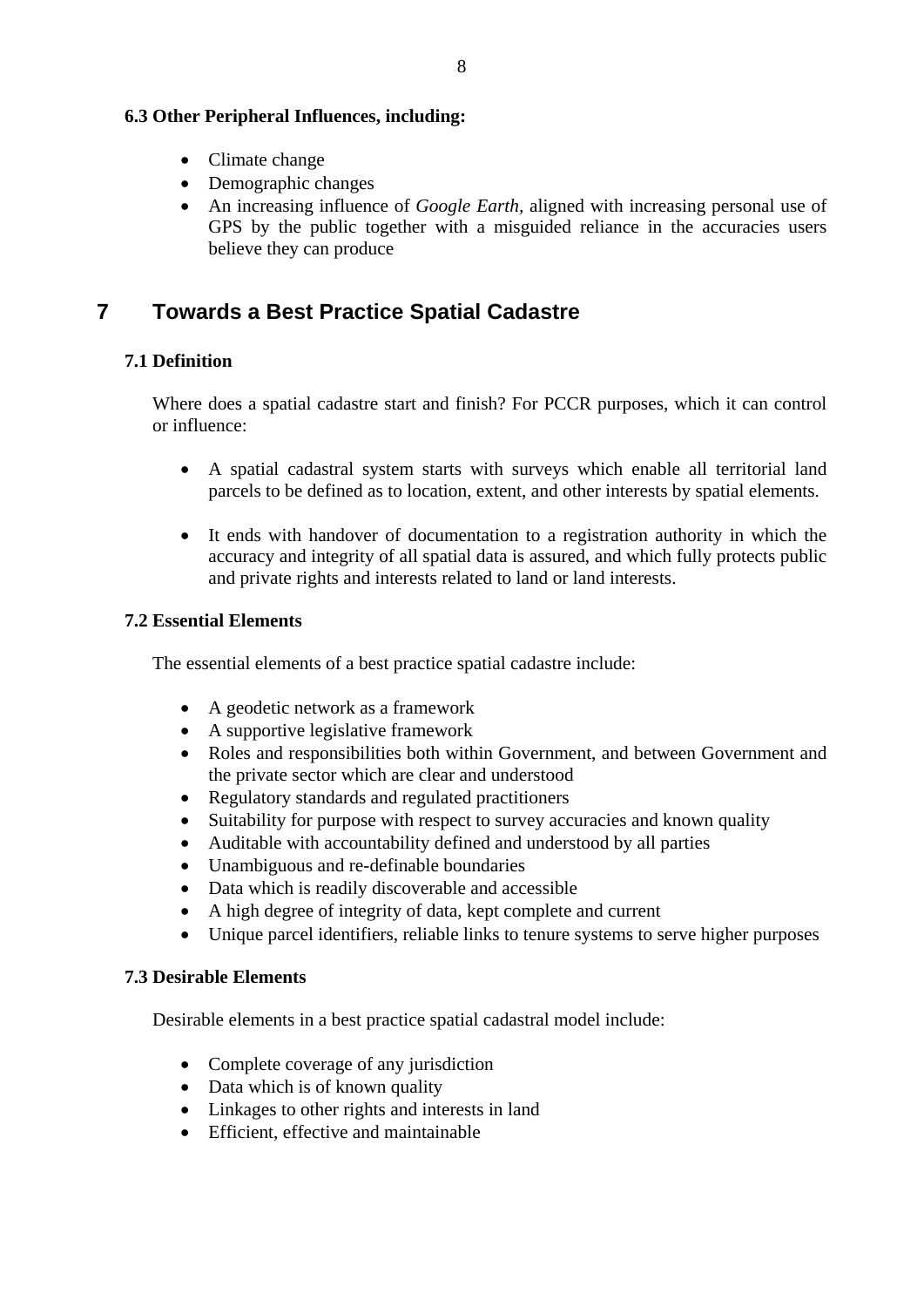### 6.3 Other Peripheral Influences, including:

- Climate change
- Demographic changes
- An increasing influence of *Google Earth*, aligned with increasing personal use of GPS by the public together with a misguided reliance in the accuracies users believe they can produce

# 7 Towards a Best Practice Spatial Cadastre

### 7.1 Definition

Where does a spatial cadastre start and finish? For PCCR purposes, which it can control or influence:

- A spatial cadastral system starts with surveys which enable all territorial land parcels to be defined as to location, extent, and other interests by spatial elements.

- It ends with handover of documentation to a registration authority in which the accuracy and integrity of all spatial data is assured, and which fully protects public and private rights and interests related to land or land interests.

### 7.2 Essential Elements

The essential elements of a best practice spatial cadastre include:

- A geodetic network as a framework
- A supportive legislative framework
- Roles and responsibilities both within Government, and between Government and the private sector which are clear and understood
- Regulatory standards and regulated practitioners
- Suitability for purpose with respect to survey accuracies and known quality
- Auditable with accountability defined and understood by all parties
- Unambiguous and re-definable boundaries
- Data which is readily discoverable and accessible
- A high degree of integrity of data, kept complete and current
- Unique parcel identifiers, reliable links to tenure systems to serve higher purposes

### 7.3 Desirable Elements

Desirable elements in a best practice spatial cadastral model include:

- Complete coverage of any jurisdiction
- Data which is of known quality
- Linkages to other rights and interests in land
- Efficient, effective and maintainable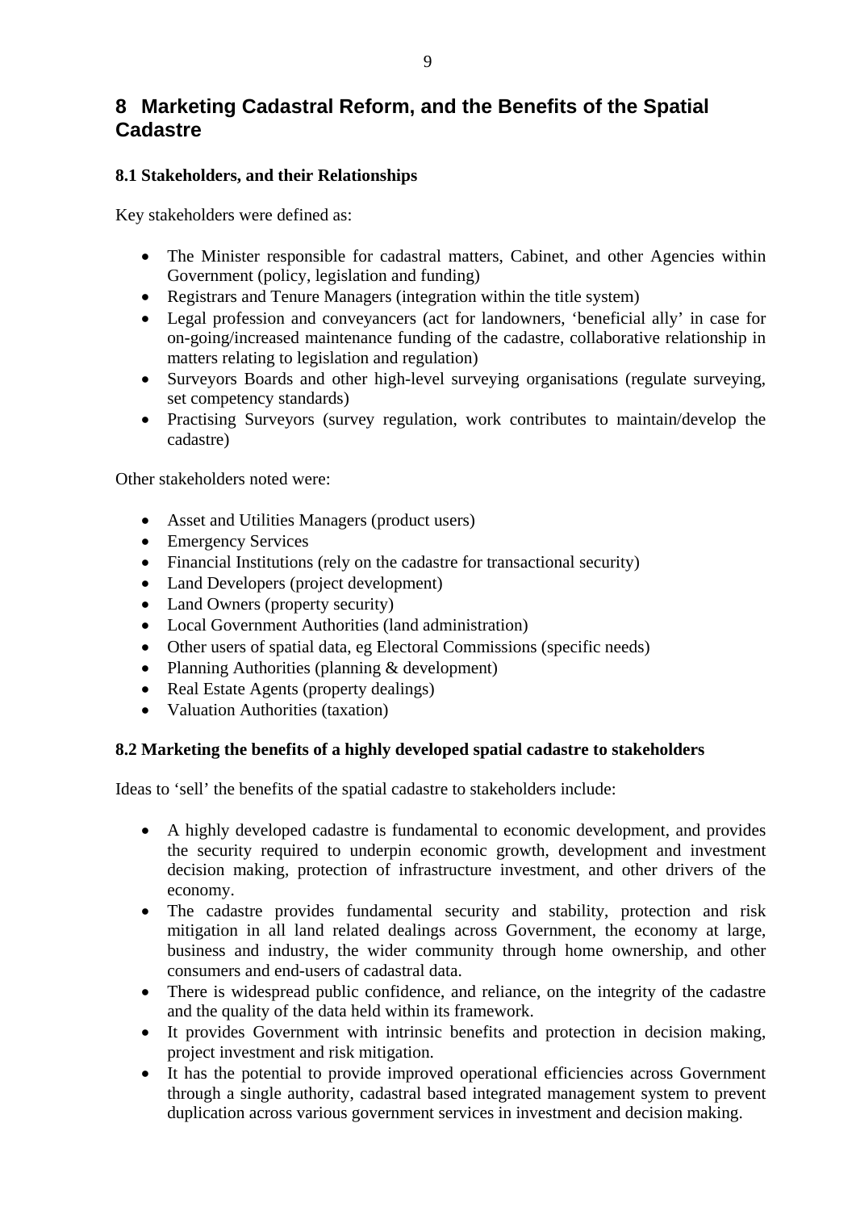# 8 Marketing Cadastral Reform, and the Benefits of the Spatial Cadastre

### 8.1 Stakeholders, and their Relationships

Key stakeholders were defined as:

- The Minister responsible for cadastral matters, Cabinet, and other Agencies within Government (policy, legislation and funding)
- Registrars and Tenure Managers (integration within the title system)
- Legal profession and conveyancers (act for landowners, 'beneficial ally' in case for on-going/increased maintenance funding of the cadastre, collaborative relationship in matters relating to legislation and regulation)
- Surveyors Boards and other high-level surveying organisations (regulate surveying, set competency standards)
- Practising Surveyors (survey regulation, work contributes to maintain/develop the cadastre)

Other stakeholders noted were:

- Asset and Utilities Managers (product users)
- Emergency Services
- Financial Institutions (rely on the cadastre for transactional security)
- Land Developers (project development)
- Land Owners (property security)
- Local Government Authorities (land administration)
- Other users of spatial data, eg Electoral Commissions (specific needs)
- Planning Authorities (planning & development)
- Real Estate Agents (property dealings)
- Valuation Authorities (taxation)

### 8.2 Marketing the benefits of a highly developed spatial cadastre to stakeholders

Ideas to 'sell' the benefits of the spatial cadastre to stakeholders include:

- A highly developed cadastre is fundamental to economic development, and provides the security required to underpin economic growth, development and investment decision making, protection of infrastructure investment, and other drivers of the economy.
- The cadastre provides fundamental security and stability, protection and risk mitigation in all land related dealings across Government, the economy at large, business and industry, the wider community through home ownership, and other consumers and end-users of cadastral data.
- There is widespread public confidence, and reliance, on the integrity of the cadastre and the quality of the data held within its framework.
- It provides Government with intrinsic benefits and protection in decision making, project investment and risk mitigation.
- It has the potential to provide improved operational efficiencies across Government through a single authority, cadastral based integrated management system to prevent duplication across various government services in investment and decision making.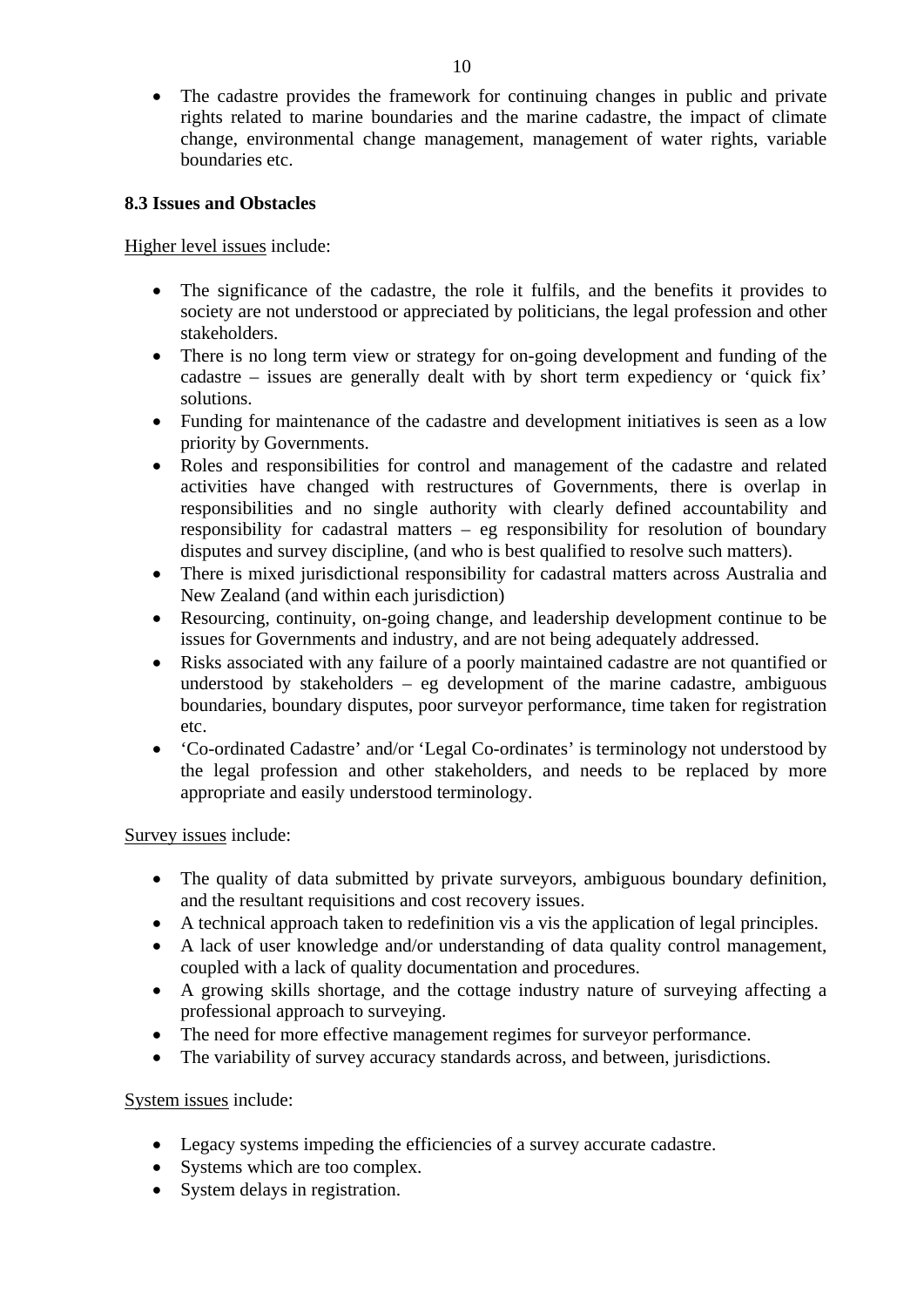- The cadastre provides the framework for continuing changes in public and private rights related to marine boundaries and the marine cadastre, the impact of climate change, environmental change management, management of water rights, variable boundaries etc.

### 8.3 Issues and Obstacles

<u>Higher level issues</u> include:

- The significance of the cadastre, the role it fulfils, and the benefits it provides to society are not understood or appreciated by politicians, the legal profession and other stakeholders.
- There is no long term view or strategy for on-going development and funding of the cadastre – issues are generally dealt with by short term expediency or 'quick fix' solutions.
- Funding for maintenance of the cadastre and development initiatives is seen as a low priority by Governments.
- Roles and responsibilities for control and management of the cadastre and related activities have changed with restructures of Governments, there is overlap in responsibilities and no single authority with clearly defined accountability and responsibility for cadastral matters – eg responsibility for resolution of boundary disputes and survey discipline, (and who is best qualified to resolve such matters).
- There is mixed jurisdictional responsibility for cadastral matters across Australia and New Zealand (and within each jurisdiction)
- Resourcing, continuity, on-going change, and leadership development continue to be issues for Governments and industry, and are not being adequately addressed.
- Risks associated with any failure of a poorly maintained cadastre are not quantified or understood by stakeholders – eg development of the marine cadastre, ambiguous boundaries, boundary disputes, poor surveyor performance, time taken for registration etc.
- 'Co-ordinated Cadastre' and/or 'Legal Co-ordinates' is terminology not understood by the legal profession and other stakeholders, and needs to be replaced by more appropriate and easily understood terminology.

<u>Survey issues</u> include:

- The quality of data submitted by private surveyors, ambiguous boundary definition, and the resultant requisitions and cost recovery issues.
- A technical approach taken to redefinition vis a vis the application of legal principles.
- A lack of user knowledge and/or understanding of data quality control management, coupled with a lack of quality documentation and procedures.
- A growing skills shortage, and the cottage industry nature of surveying affecting a professional approach to surveying.
- The need for more effective management regimes for surveyor performance.
- The variability of survey accuracy standards across, and between, jurisdictions.

<u>System issues</u> include:

- Legacy systems impeding the efficiencies of a survey accurate cadastre.
- Systems which are too complex.
- System delays in registration.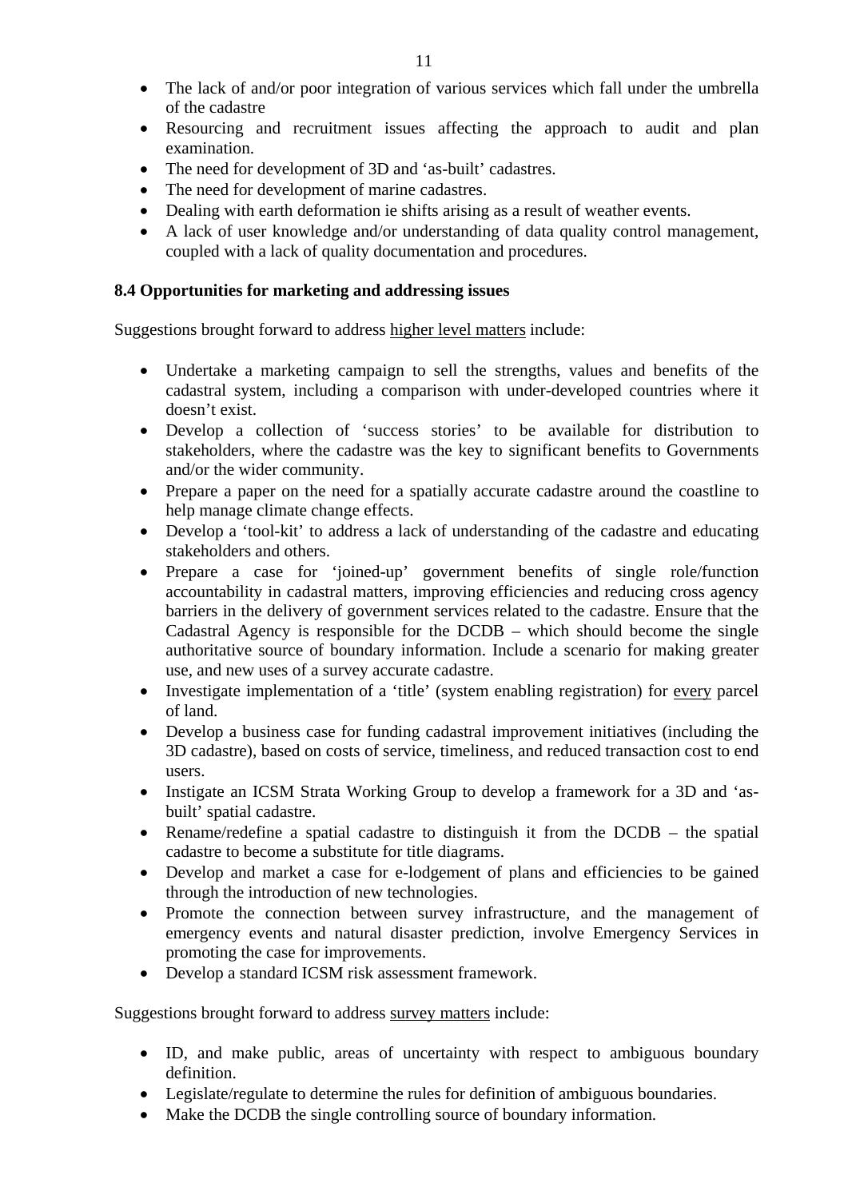- The lack of and/or poor integration of various services which fall under the umbrella of the cadastre
- Resourcing and recruitment issues affecting the approach to audit and plan examination.
- The need for development of 3D and 'as-built' cadastres.
- The need for development of marine cadastres.
- Dealing with earth deformation ie shifts arising as a result of weather events.
- A lack of user knowledge and/or understanding of data quality control management, coupled with a lack of quality documentation and procedures.

### 8.4 Opportunities for marketing and addressing issues

Suggestions brought forward to address higher level matters include:

- Undertake a marketing campaign to sell the strengths, values and benefits of the cadastral system, including a comparison with under-developed countries where it doesn't exist.
- Develop a collection of 'success stories' to be available for distribution to stakeholders, where the cadastre was the key to significant benefits to Governments and/or the wider community.
- Prepare a paper on the need for a spatially accurate cadastre around the coastline to help manage climate change effects.
- Develop a 'tool-kit' to address a lack of understanding of the cadastre and educating stakeholders and others.
- Prepare a case for 'joined-up' government benefits of single role/function accountability in cadastral matters, improving efficiencies and reducing cross agency barriers in the delivery of government services related to the cadastre. Ensure that the Cadastral Agency is responsible for the DCDB – which should become the single authoritative source of boundary information. Include a scenario for making greater use, and new uses of a survey accurate cadastre.
- Investigate implementation of a 'title' (system enabling registration) for every parcel of land.
- Develop a business case for funding cadastral improvement initiatives (including the 3D cadastre), based on costs of service, timeliness, and reduced transaction cost to end users.
- Instigate an ICSM Strata Working Group to develop a framework for a 3D and 'as-built' spatial cadastre.
- Rename/redefine a spatial cadastre to distinguish it from the DCDB – the spatial cadastre to become a substitute for title diagrams.
- Develop and market a case for e-lodgement of plans and efficiencies to be gained through the introduction of new technologies.
- Promote the connection between survey infrastructure, and the management of emergency events and natural disaster prediction, involve Emergency Services in promoting the case for improvements.
- Develop a standard ICSM risk assessment framework.

Suggestions brought forward to address survey matters include:

- ID, and make public, areas of uncertainty with respect to ambiguous boundary definition.
- Legislate/regulate to determine the rules for definition of ambiguous boundaries.
- Make the DCDB the single controlling source of boundary information.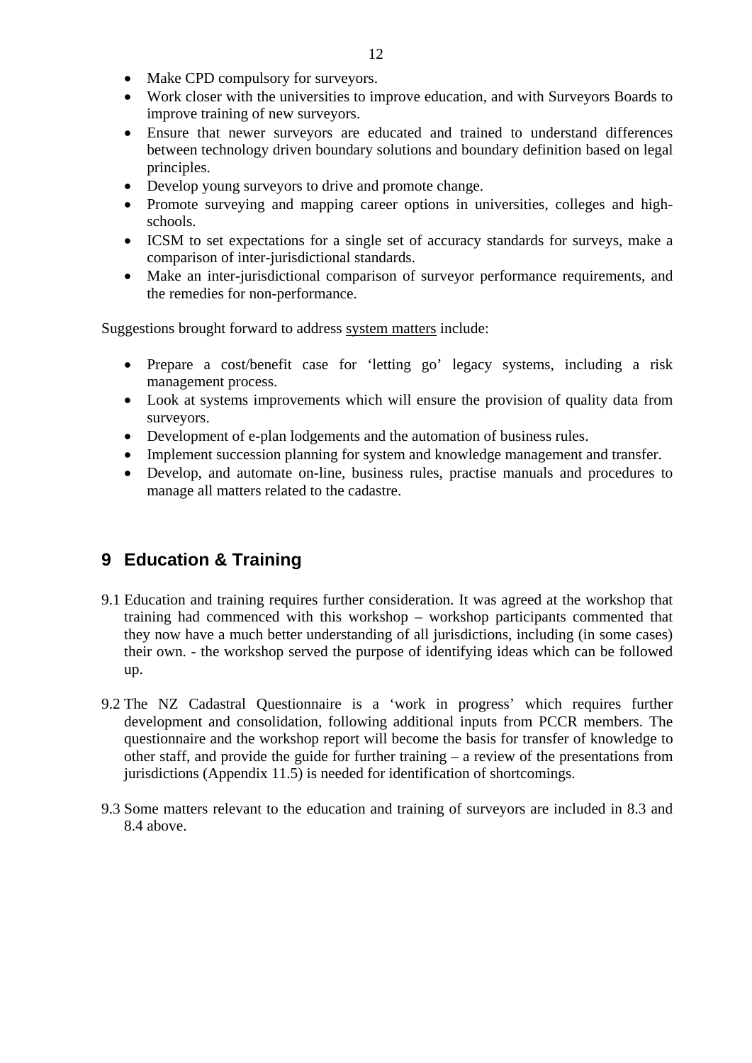- Make CPD compulsory for surveyors.
- Work closer with the universities to improve education, and with Surveyors Boards to improve training of new surveyors.
- Ensure that newer surveyors are educated and trained to understand differences between technology driven boundary solutions and boundary definition based on legal principles.
- Develop young surveyors to drive and promote change.
- Promote surveying and mapping career options in universities, colleges and high-schools.
- ICSM to set expectations for a single set of accuracy standards for surveys, make a comparison of inter-jurisdictional standards.
- Make an inter-jurisdictional comparison of surveyor performance requirements, and the remedies for non-performance.

Suggestions brought forward to address system matters include:

- Prepare a cost/benefit case for 'letting go' legacy systems, including a risk management process.
- Look at systems improvements which will ensure the provision of quality data from surveyors.
- Development of e-plan lodgements and the automation of business rules.
- Implement succession planning for system and knowledge management and transfer.
- Develop, and automate on-line, business rules, practise manuals and procedures to manage all matters related to the cadastre.

## 9 Education & Training

9.1 Education and training requires further consideration. It was agreed at the workshop that training had commenced with this workshop – workshop participants commented that they now have a much better understanding of all jurisdictions, including (in some cases) their own. - the workshop served the purpose of identifying ideas which can be followed up.

9.2 The NZ Cadastral Questionnaire is a 'work in progress' which requires further development and consolidation, following additional inputs from PCCR members. The questionnaire and the workshop report will become the basis for transfer of knowledge to other staff, and provide the guide for further training – a review of the presentations from jurisdictions (Appendix 11.5) is needed for identification of shortcomings.

9.3 Some matters relevant to the education and training of surveyors are included in 8.3 and 8.4 above.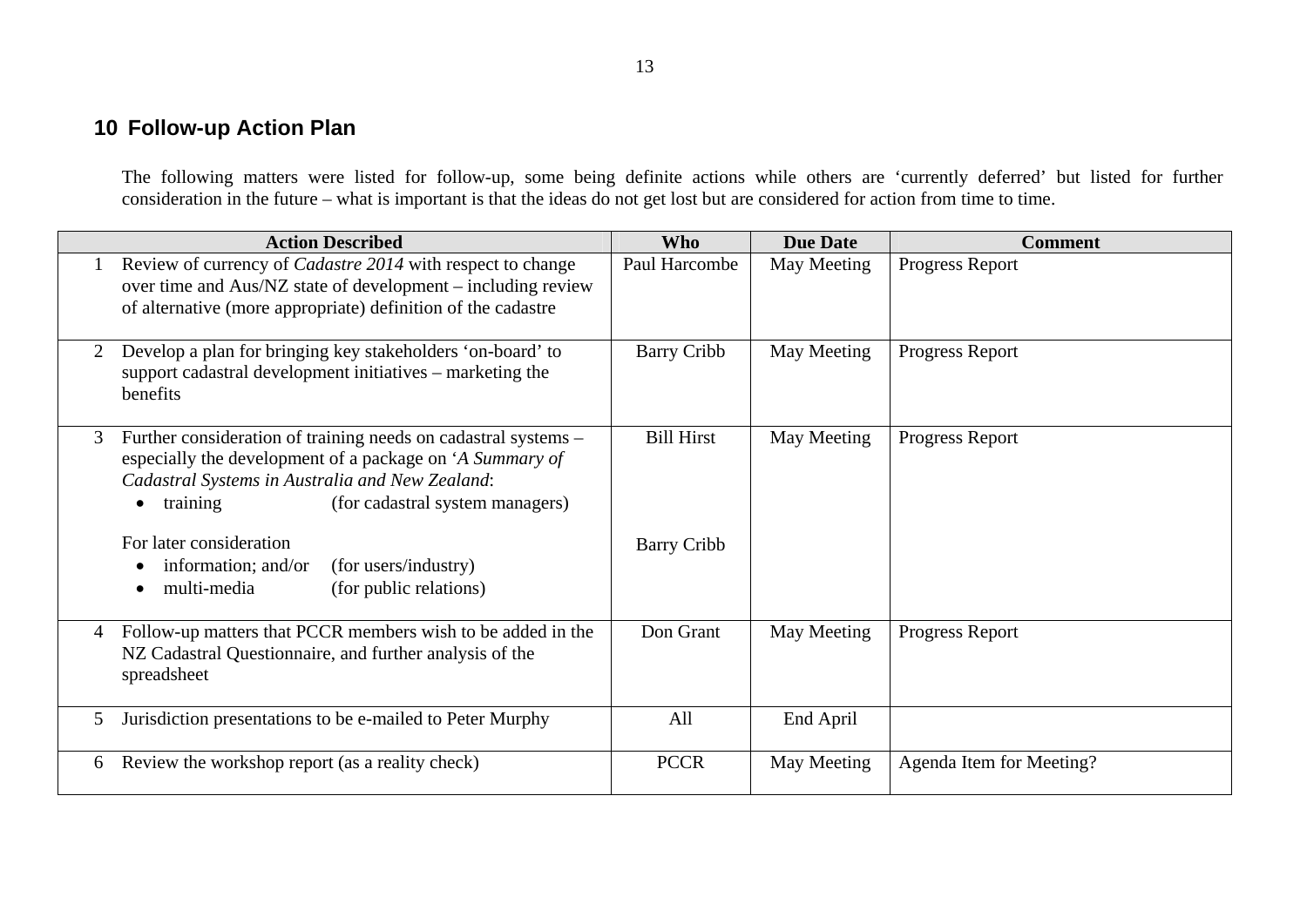## 10 Follow-up Action Plan

The following matters were listed for follow-up, some being definite actions while others are 'currently deferred' but listed for further consideration in the future – what is important is that the ideas do not get lost but are considered for action from time to time.

| | Action Described | Who | Due Date | Comment |
|---|---|---|---|---|
| 1 | Review of currency of *Cadastre 2014* with respect to change over time and Aus/NZ state of development – including review of alternative (more appropriate) definition of the cadastre | Paul Harcombe | May Meeting | Progress Report |
| 2 | Develop a plan for bringing key stakeholders 'on-board' to support cadastral development initiatives – marketing the benefits | Barry Cribb | May Meeting | Progress Report |
| 3 | Further consideration of training needs on cadastral systems – especially the development of a package on '*A Summary of Cadastral Systems in Australia and New Zealand*:<br>• training (for cadastral system managers)<br><br>For later consideration<br>• information; and/or (for users/industry)<br>• multi-media (for public relations) | Bill Hirst<br><br><br><br>Barry Cribb | May Meeting | Progress Report |
| 4 | Follow-up matters that PCCR members wish to be added in the NZ Cadastral Questionnaire, and further analysis of the spreadsheet | Don Grant | May Meeting | Progress Report |
| 5 | Jurisdiction presentations to be e-mailed to Peter Murphy | All | End April | |
| 6 | Review the workshop report (as a reality check) | PCCR | May Meeting | Agenda Item for Meeting? |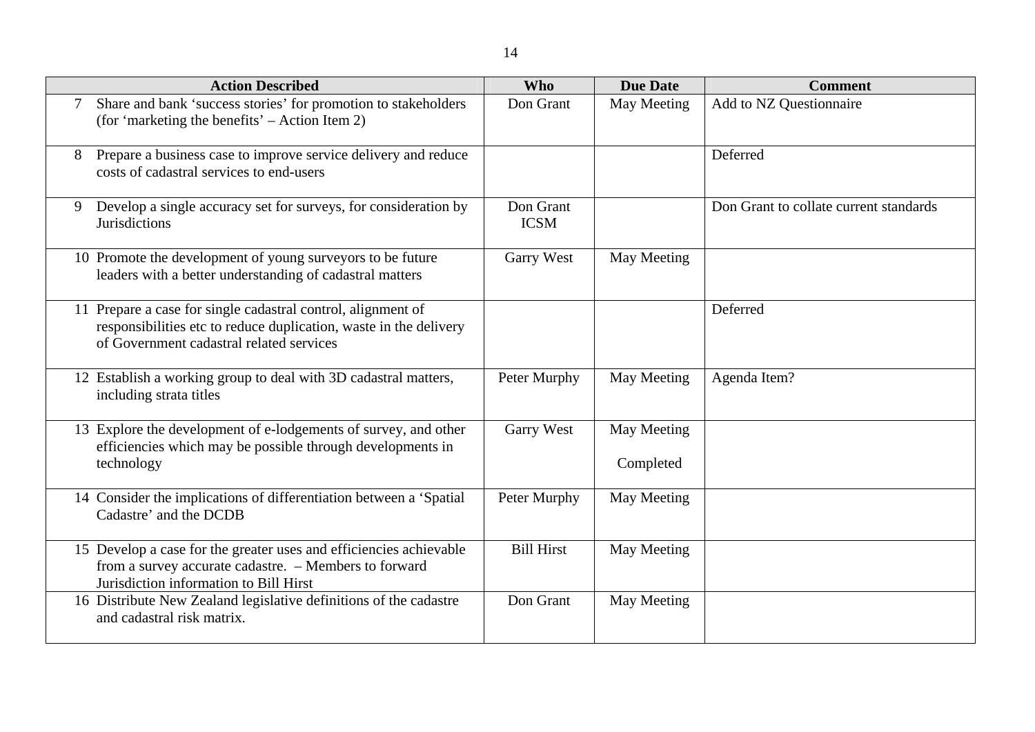| Action Described | Who | Due Date | Comment |
| --- | --- | --- | --- |
| 7 Share and bank 'success stories' for promotion to stakeholders (for 'marketing the benefits' – Action Item 2) | Don Grant | May Meeting | Add to NZ Questionnaire |
| 8 Prepare a business case to improve service delivery and reduce costs of cadastral services to end-users | | | Deferred |
| 9 Develop a single accuracy set for surveys, for consideration by Jurisdictions | Don Grant ICSM | | Don Grant to collate current standards |
| 10 Promote the development of young surveyors to be future leaders with a better understanding of cadastral matters | Garry West | May Meeting | |
| 11 Prepare a case for single cadastral control, alignment of responsibilities etc to reduce duplication, waste in the delivery of Government cadastral related services | | | Deferred |
| 12 Establish a working group to deal with 3D cadastral matters, including strata titles | Peter Murphy | May Meeting | Agenda Item? |
| 13 Explore the development of e-lodgements of survey, and other efficiencies which may be possible through developments in technology | Garry West | May Meeting Completed | |
| 14 Consider the implications of differentiation between a 'Spatial Cadastre' and the DCDB | Peter Murphy | May Meeting | |
| 15 Develop a case for the greater uses and efficiencies achievable from a survey accurate cadastre. – Members to forward Jurisdiction information to Bill Hirst | Bill Hirst | May Meeting | |
| 16 Distribute New Zealand legislative definitions of the cadastre and cadastral risk matrix. | Don Grant | May Meeting | |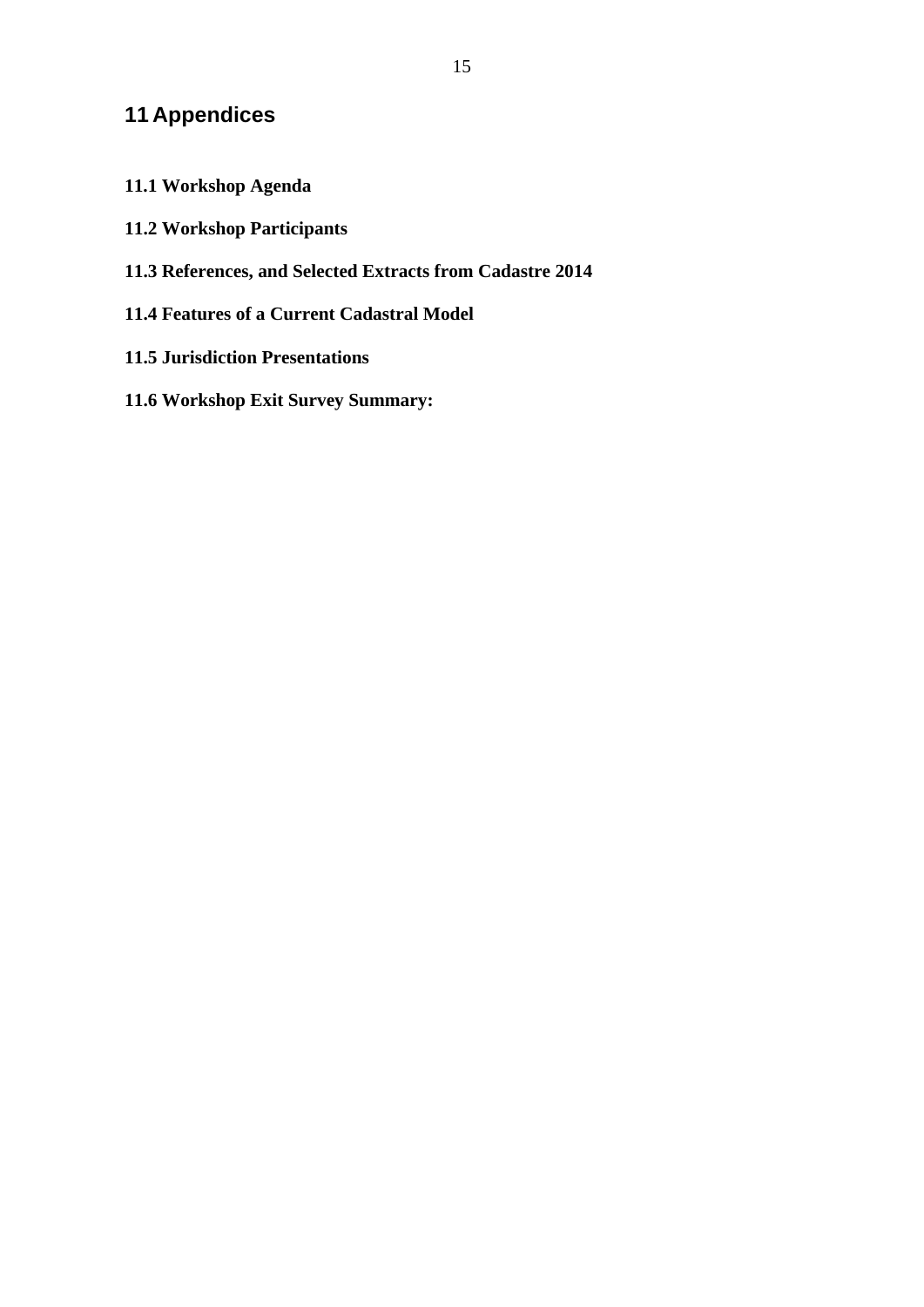# 11 Appendices

## 11.1 Workshop Agenda

## 11.2 Workshop Participants

## 11.3 References, and Selected Extracts from Cadastre 2014

## 11.4 Features of a Current Cadastral Model

## 11.5 Jurisdiction Presentations

## 11.6 Workshop Exit Survey Summary: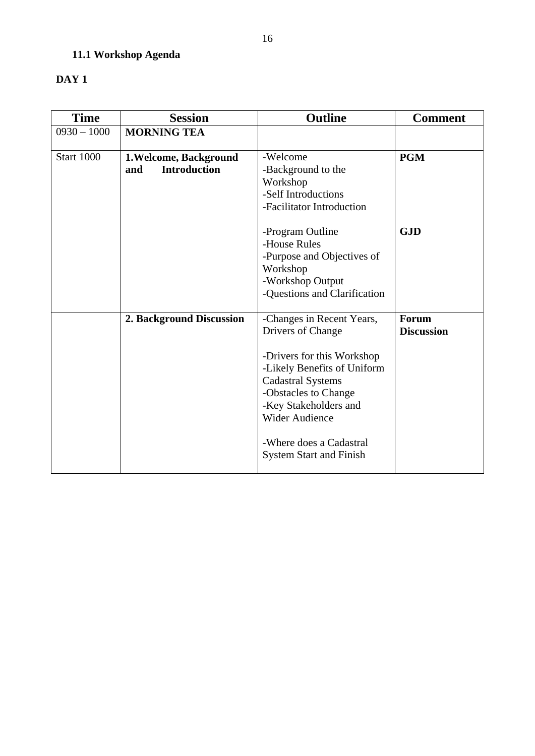### 11.1 Workshop Agenda

**DAY 1**

| Time | Session | Outline | Comment |
|---|---|---|---|
| 0930 – 1000 | **MORNING TEA** | | |
| Start 1000 | **1.Welcome, Background and Introduction** | -Welcome<br>-Background to the Workshop<br>-Self Introductions<br>-Facilitator Introduction<br><br>-Program Outline<br>-House Rules<br>-Purpose and Objectives of Workshop<br>-Workshop Output<br>-Questions and Clarification | **PGM**<br><br><br><br><br>**GJD** |
| | **2. Background Discussion** | -Changes in Recent Years, Drivers of Change<br><br>-Drivers for this Workshop<br>-Likely Benefits of Uniform Cadastral Systems<br>-Obstacles to Change<br>-Key Stakeholders and Wider Audience<br><br>-Where does a Cadastral System Start and Finish | **Forum Discussion** |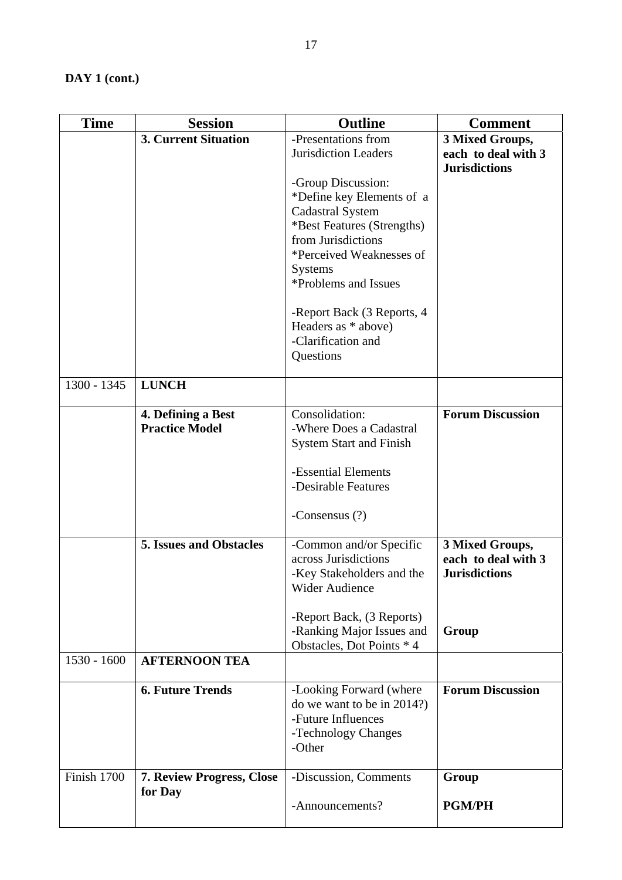**DAY 1 (cont.)**

| Time | Session | Outline | Comment |
|---|---|---|---|
| | **3. Current Situation** | -Presentations from Jurisdiction Leaders<br><br>-Group Discussion:<br>*Define key Elements of a Cadastral System<br>*Best Features (Strengths) from Jurisdictions<br>*Perceived Weaknesses of Systems<br>*Problems and Issues<br><br>-Report Back (3 Reports, 4 Headers as * above)<br>-Clarification and Questions | **3 Mixed Groups, each to deal with 3 Jurisdictions** |
| 1300 - 1345 | **LUNCH** | | |
| | **4. Defining a Best Practice Model** | Consolidation:<br>-Where Does a Cadastral System Start and Finish<br><br>-Essential Elements<br>-Desirable Features<br><br>-Consensus (?) | **Forum Discussion** |
| | **5. Issues and Obstacles** | -Common and/or Specific across Jurisdictions<br>-Key Stakeholders and the Wider Audience<br><br>-Report Back, (3 Reports)<br>-Ranking Major Issues and Obstacles, Dot Points * 4 | **3 Mixed Groups, each to deal with 3 Jurisdictions**<br><br><br>**Group** |
| 1530 - 1600 | **AFTERNOON TEA** | | |
| | **6. Future Trends** | -Looking Forward (where do we want to be in 2014?)<br>-Future Influences<br>-Technology Changes<br>-Other | **Forum Discussion** |
| Finish 1700 | **7. Review Progress, Close for Day** | -Discussion, Comments<br><br>-Announcements? | **Group**<br><br>**PGM/PH** |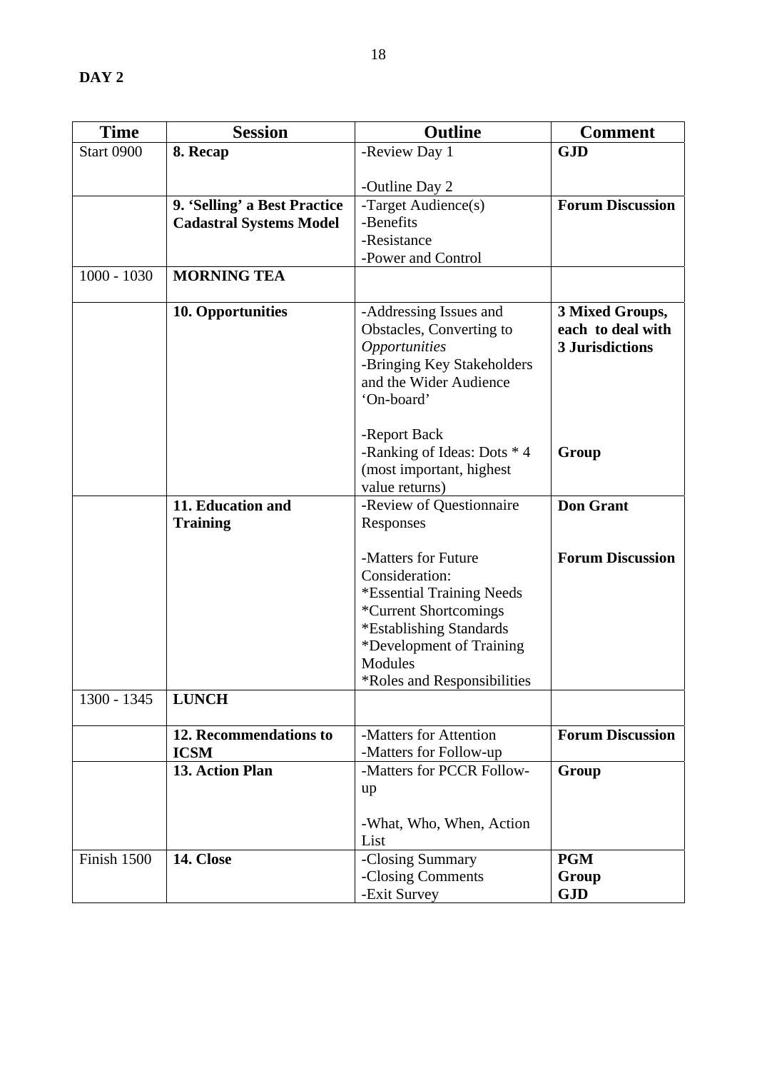**DAY 2**

| Time | Session | Outline | Comment |
|---|---|---|---|
| Start 0900 | **8. Recap** | -Review Day 1<br><br>-Outline Day 2 | **GJD** |
| | **9. 'Selling' a Best Practice Cadastral Systems Model** | -Target Audience(s)<br>-Benefits<br>-Resistance<br>-Power and Control | **Forum Discussion** |
| 1000 - 1030 | **MORNING TEA** | | |
| | **10. Opportunities** | -Addressing Issues and Obstacles, Converting to *Opportunities*<br>-Bringing Key Stakeholders and the Wider Audience 'On-board'<br><br>-Report Back<br>-Ranking of Ideas: Dots * 4 (most important, highest value returns) | **3 Mixed Groups, each to deal with 3 Jurisdictions**<br><br><br><br>**Group** |
| | **11. Education and Training** | -Review of Questionnaire Responses<br><br>-Matters for Future Consideration:<br>*Essential Training Needs<br>*Current Shortcomings<br>*Establishing Standards<br>*Development of Training Modules<br>*Roles and Responsibilities | **Don Grant**<br><br>**Forum Discussion** |
| 1300 - 1345 | **LUNCH** | | |
| | **12. Recommendations to ICSM** | -Matters for Attention<br>-Matters for Follow-up | **Forum Discussion** |
| | **13. Action Plan** | -Matters for PCCR Follow-up<br><br>-What, Who, When, Action List | **Group** |
| Finish 1500 | **14. Close** | -Closing Summary<br>-Closing Comments<br>-Exit Survey | **PGM**<br>**Group**<br>**GJD** |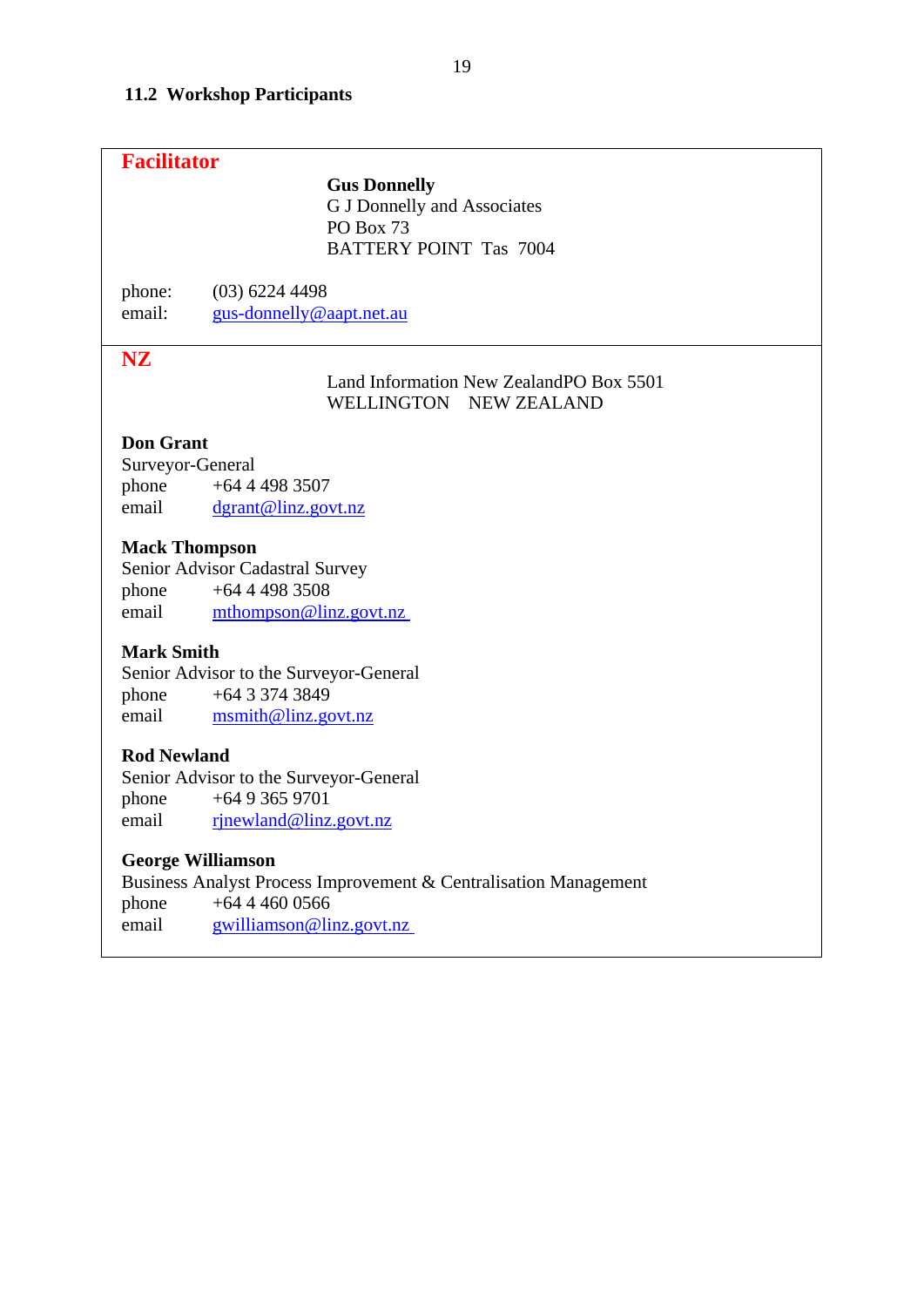### 11.2 Workshop Participants

**Facilitator**

**Gus Donnelly**
G J Donnelly and Associates
PO Box 73
BATTERY POINT Tas 7004

phone: (03) 6224 4498
email: gus-donnelly@aapt.net.au

**NZ**

Land Information New ZealandPO Box 5501
WELLINGTON NEW ZEALAND

**Don Grant**
Surveyor-General
phone +64 4 498 3507
email dgrant@linz.govt.nz

**Mack Thompson**
Senior Advisor Cadastral Survey
phone +64 4 498 3508
email mthompson@linz.govt.nz

**Mark Smith**
Senior Advisor to the Surveyor-General
phone +64 3 374 3849
email msmith@linz.govt.nz

**Rod Newland**
Senior Advisor to the Surveyor-General
phone +64 9 365 9701
email rjnewland@linz.govt.nz

**George Williamson**
Business Analyst Process Improvement & Centralisation Management
phone +64 4 460 0566
email gwilliamson@linz.govt.nz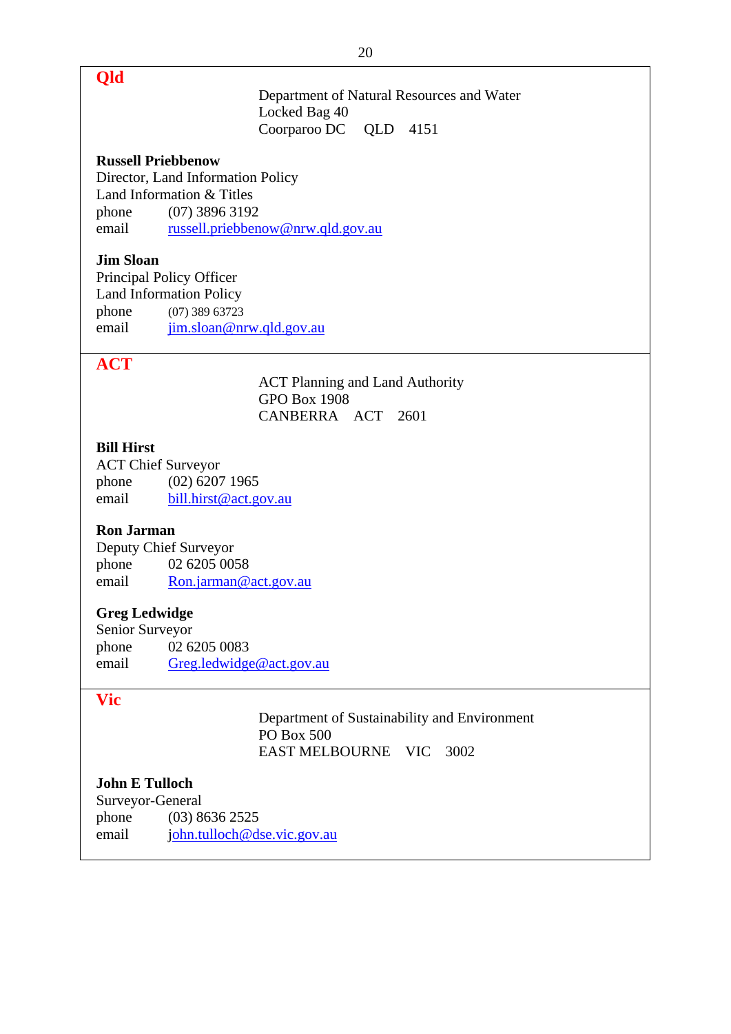## Qld

Department of Natural Resources and Water
Locked Bag 40
Coorparoo DC QLD 4151

**Russell Priebbenow**
Director, Land Information Policy
Land Information & Titles
phone (07) 3896 3192
email russell.priebbenow@nrw.qld.gov.au

**Jim Sloan**
Principal Policy Officer
Land Information Policy
phone (07) 389 63723
email jim.sloan@nrw.qld.gov.au

## ACT

ACT Planning and Land Authority
GPO Box 1908
CANBERRA ACT 2601

**Bill Hirst**
ACT Chief Surveyor
phone (02) 6207 1965
email bill.hirst@act.gov.au

**Ron Jarman**
Deputy Chief Surveyor
phone 02 6205 0058
email Ron.jarman@act.gov.au

**Greg Ledwidge**
Senior Surveyor
phone 02 6205 0083
email Greg.ledwidge@act.gov.au

## Vic

Department of Sustainability and Environment
PO Box 500
EAST MELBOURNE VIC 3002

**John E Tulloch**
Surveyor-General
phone (03) 8636 2525
email john.tulloch@dse.vic.gov.au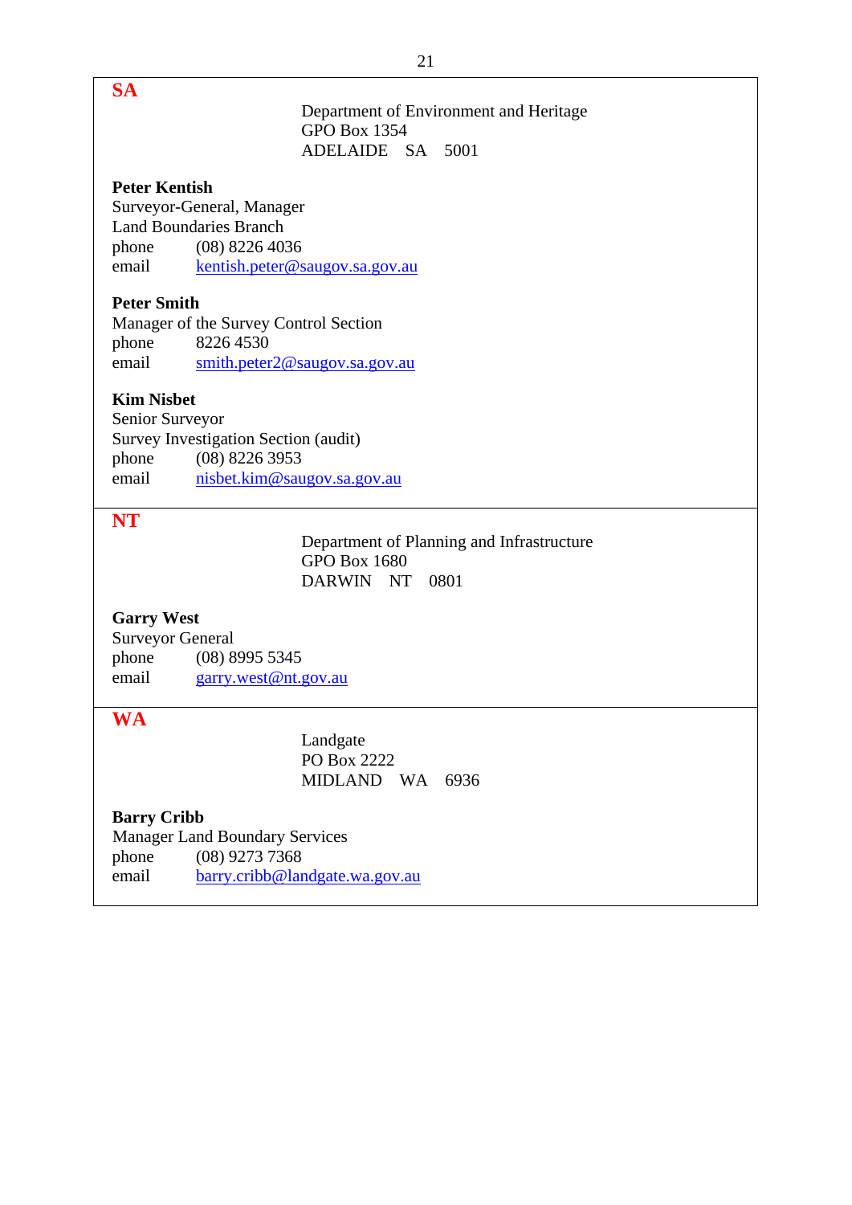## SA

Department of Environment and Heritage
GPO Box 1354
ADELAIDE SA 5001

**Peter Kentish**
Surveyor-General, Manager
Land Boundaries Branch
phone (08) 8226 4036
email kentish.peter@saugov.sa.gov.au

**Peter Smith**
Manager of the Survey Control Section
phone 8226 4530
email smith.peter2@saugov.sa.gov.au

**Kim Nisbet**
Senior Surveyor
Survey Investigation Section (audit)
phone (08) 8226 3953
email nisbet.kim@saugov.sa.gov.au

## NT

Department of Planning and Infrastructure
GPO Box 1680
DARWIN NT 0801

**Garry West**
Surveyor General
phone (08) 8995 5345
email garry.west@nt.gov.au

## WA

Landgate
PO Box 2222
MIDLAND WA 6936

**Barry Cribb**
Manager Land Boundary Services
phone (08) 9273 7368
email barry.cribb@landgate.wa.gov.au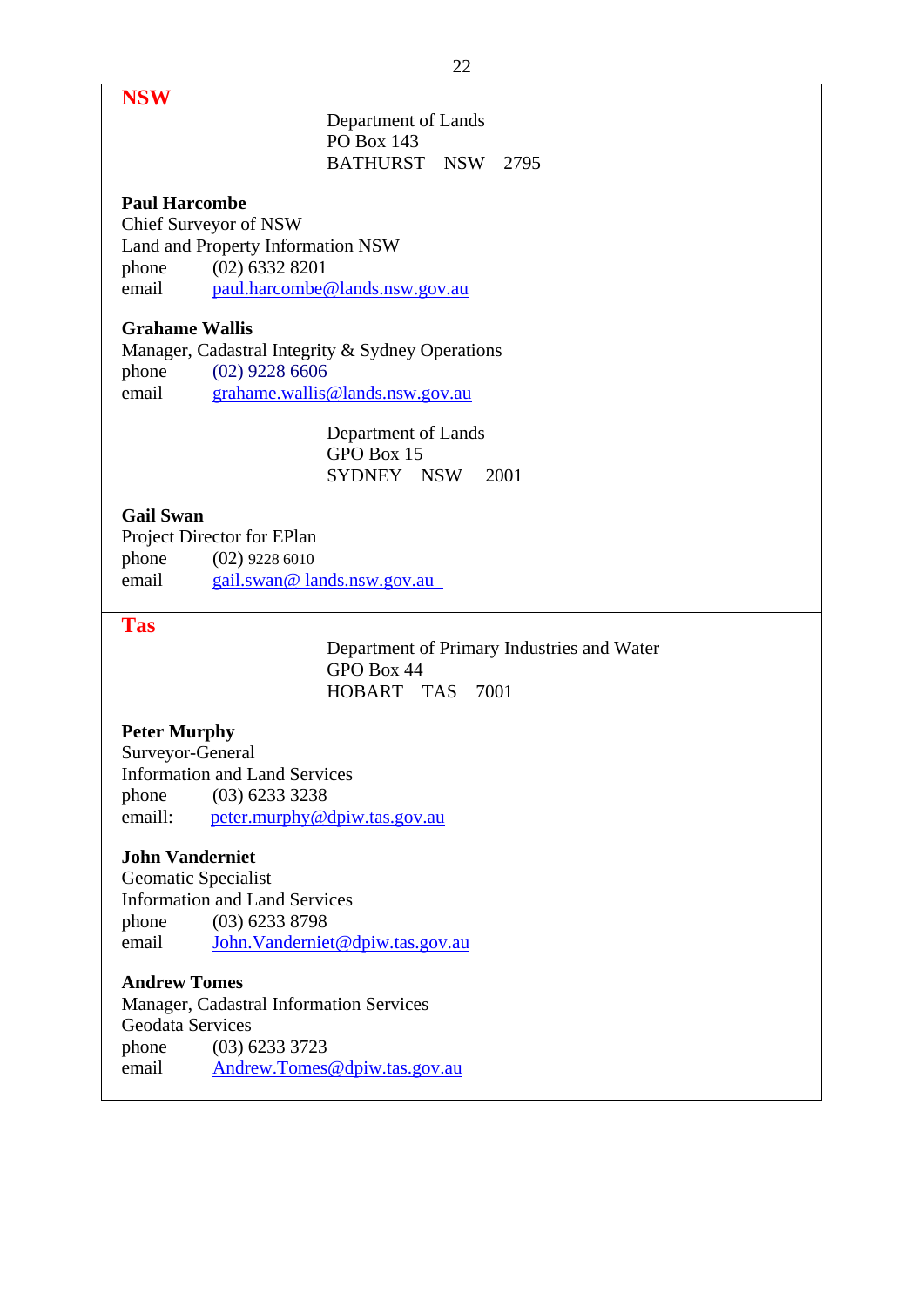## NSW

Department of Lands
PO Box 143
BATHURST NSW 2795

**Paul Harcombe**
Chief Surveyor of NSW
Land and Property Information NSW
phone (02) 6332 8201
email paul.harcombe@lands.nsw.gov.au

**Grahame Wallis**
Manager, Cadastral Integrity & Sydney Operations
phone (02) 9228 6606
email grahame.wallis@lands.nsw.gov.au

Department of Lands
GPO Box 15
SYDNEY NSW 2001

**Gail Swan**
Project Director for EPlan
phone (02) 9228 6010
email gail.swan@ lands.nsw.gov.au

## Tas

Department of Primary Industries and Water
GPO Box 44
HOBART TAS 7001

**Peter Murphy**
Surveyor-General
Information and Land Services
phone (03) 6233 3238
emaill: peter.murphy@dpiw.tas.gov.au

**John Vanderniet**
Geomatic Specialist
Information and Land Services
phone (03) 6233 8798
email John.Vanderniet@dpiw.tas.gov.au

**Andrew Tomes**
Manager, Cadastral Information Services
Geodata Services
phone (03) 6233 3723
email Andrew.Tomes@dpiw.tas.gov.au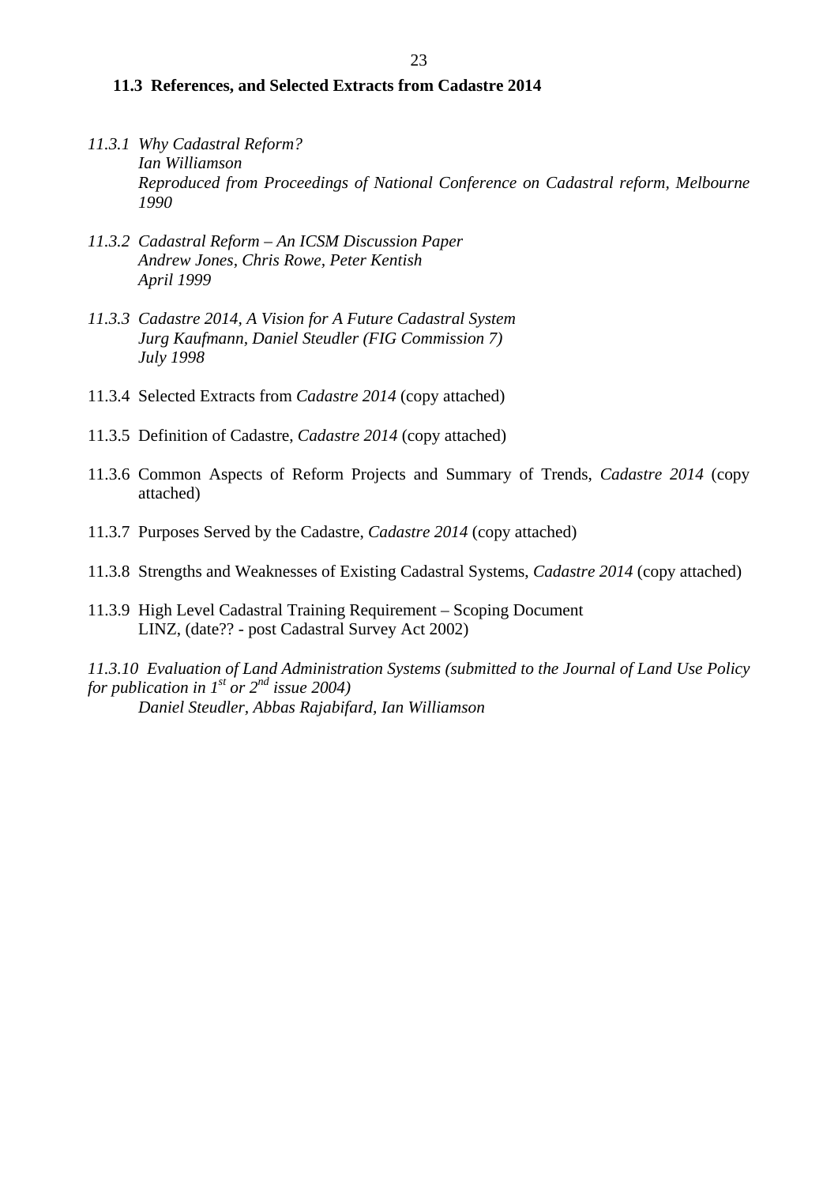### 11.3 References, and Selected Extracts from Cadastre 2014

*11.3.1 Why Cadastral Reform?*
*Ian Williamson*
*Reproduced from Proceedings of National Conference on Cadastral reform, Melbourne 1990*

*11.3.2 Cadastral Reform – An ICSM Discussion Paper*
*Andrew Jones, Chris Rowe, Peter Kentish*
*April 1999*

*11.3.3 Cadastre 2014, A Vision for A Future Cadastral System*
*Jurg Kaufmann, Daniel Steudler (FIG Commission 7)*
*July 1998*

11.3.4 Selected Extracts from *Cadastre 2014* (copy attached)

11.3.5 Definition of Cadastre, *Cadastre 2014* (copy attached)

11.3.6 Common Aspects of Reform Projects and Summary of Trends, *Cadastre 2014* (copy attached)

11.3.7 Purposes Served by the Cadastre, *Cadastre 2014* (copy attached)

11.3.8 Strengths and Weaknesses of Existing Cadastral Systems, *Cadastre 2014* (copy attached)

11.3.9 High Level Cadastral Training Requirement – Scoping Document
LINZ, (date?? - post Cadastral Survey Act 2002)

*11.3.10 Evaluation of Land Administration Systems (submitted to the Journal of Land Use Policy for publication in 1st or 2nd issue 2004)*
*Daniel Steudler, Abbas Rajabifard, Ian Williamson*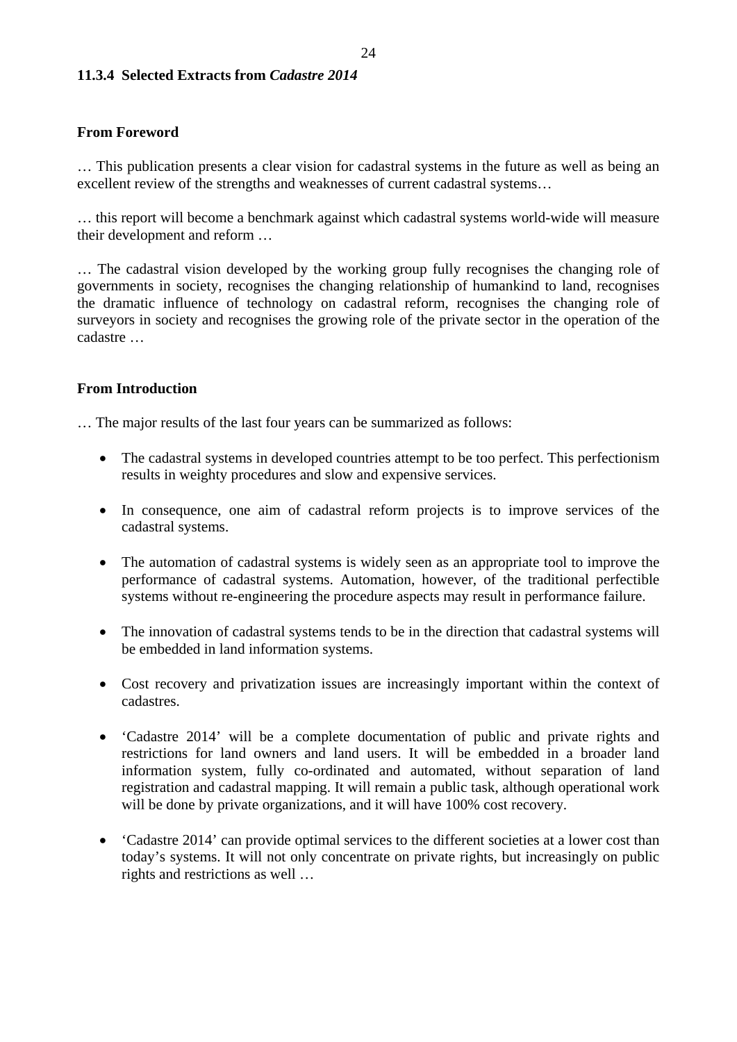### 11.3.4 Selected Extracts from *Cadastre 2014*

**From Foreword**

… This publication presents a clear vision for cadastral systems in the future as well as being an excellent review of the strengths and weaknesses of current cadastral systems…

… this report will become a benchmark against which cadastral systems world-wide will measure their development and reform …

… The cadastral vision developed by the working group fully recognises the changing role of governments in society, recognises the changing relationship of humankind to land, recognises the dramatic influence of technology on cadastral reform, recognises the changing role of surveyors in society and recognises the growing role of the private sector in the operation of the cadastre …

**From Introduction**

… The major results of the last four years can be summarized as follows:

- The cadastral systems in developed countries attempt to be too perfect. This perfectionism results in weighty procedures and slow and expensive services.
- In consequence, one aim of cadastral reform projects is to improve services of the cadastral systems.
- The automation of cadastral systems is widely seen as an appropriate tool to improve the performance of cadastral systems. Automation, however, of the traditional perfectible systems without re-engineering the procedure aspects may result in performance failure.
- The innovation of cadastral systems tends to be in the direction that cadastral systems will be embedded in land information systems.
- Cost recovery and privatization issues are increasingly important within the context of cadastres.
- 'Cadastre 2014' will be a complete documentation of public and private rights and restrictions for land owners and land users. It will be embedded in a broader land information system, fully co-ordinated and automated, without separation of land registration and cadastral mapping. It will remain a public task, although operational work will be done by private organizations, and it will have 100% cost recovery.
- 'Cadastre 2014' can provide optimal services to the different societies at a lower cost than today's systems. It will not only concentrate on private rights, but increasingly on public rights and restrictions as well …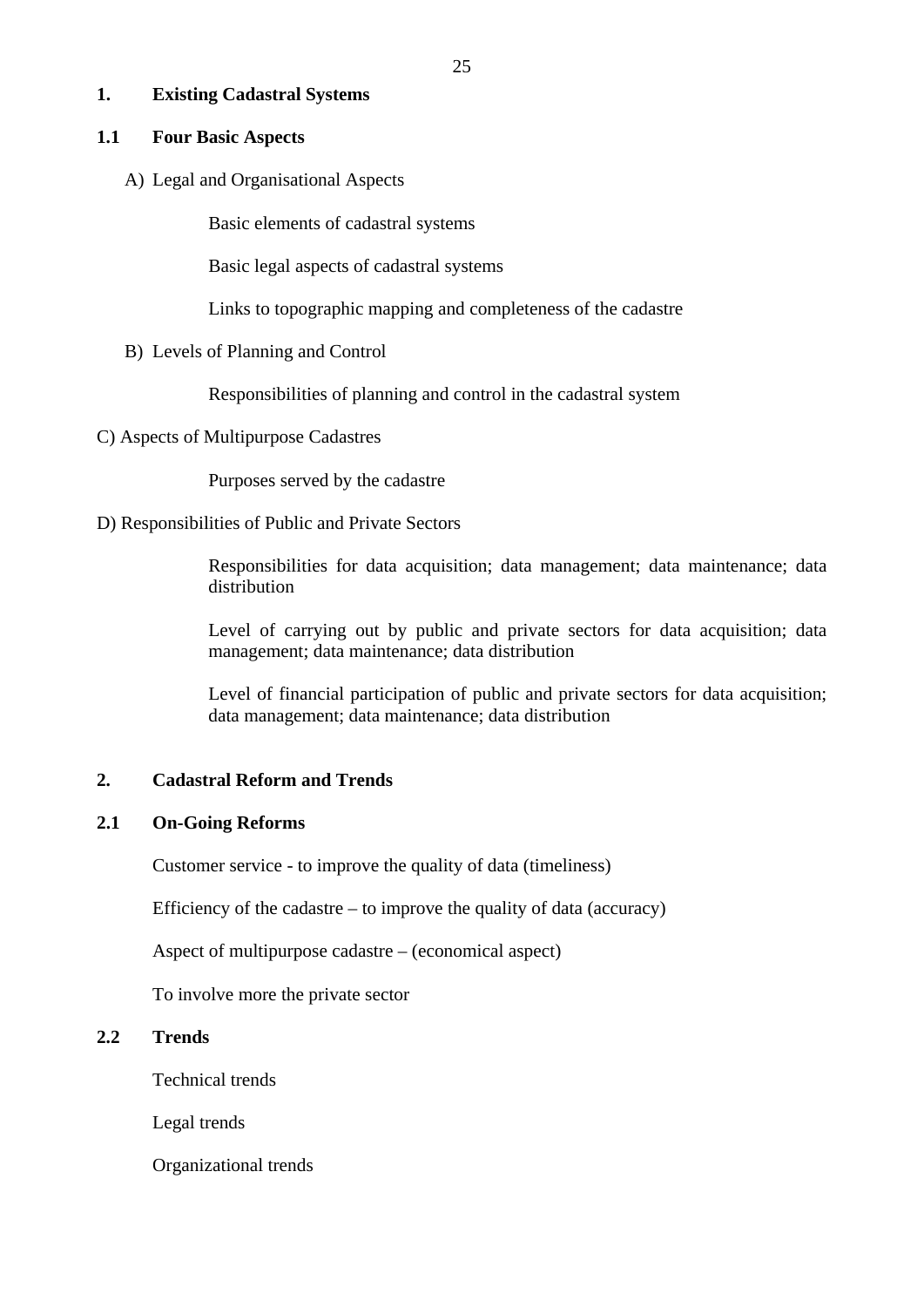## 1. Existing Cadastral Systems

### 1.1 Four Basic Aspects

A) Legal and Organisational Aspects

Basic elements of cadastral systems

Basic legal aspects of cadastral systems

Links to topographic mapping and completeness of the cadastre

B) Levels of Planning and Control

Responsibilities of planning and control in the cadastral system

C) Aspects of Multipurpose Cadastres

Purposes served by the cadastre

D) Responsibilities of Public and Private Sectors

Responsibilities for data acquisition; data management; data maintenance; data distribution

Level of carrying out by public and private sectors for data acquisition; data management; data maintenance; data distribution

Level of financial participation of public and private sectors for data acquisition; data management; data maintenance; data distribution

## 2. Cadastral Reform and Trends

### 2.1 On-Going Reforms

Customer service - to improve the quality of data (timeliness)

Efficiency of the cadastre – to improve the quality of data (accuracy)

Aspect of multipurpose cadastre – (economical aspect)

To involve more the private sector

### 2.2 Trends

Technical trends

Legal trends

Organizational trends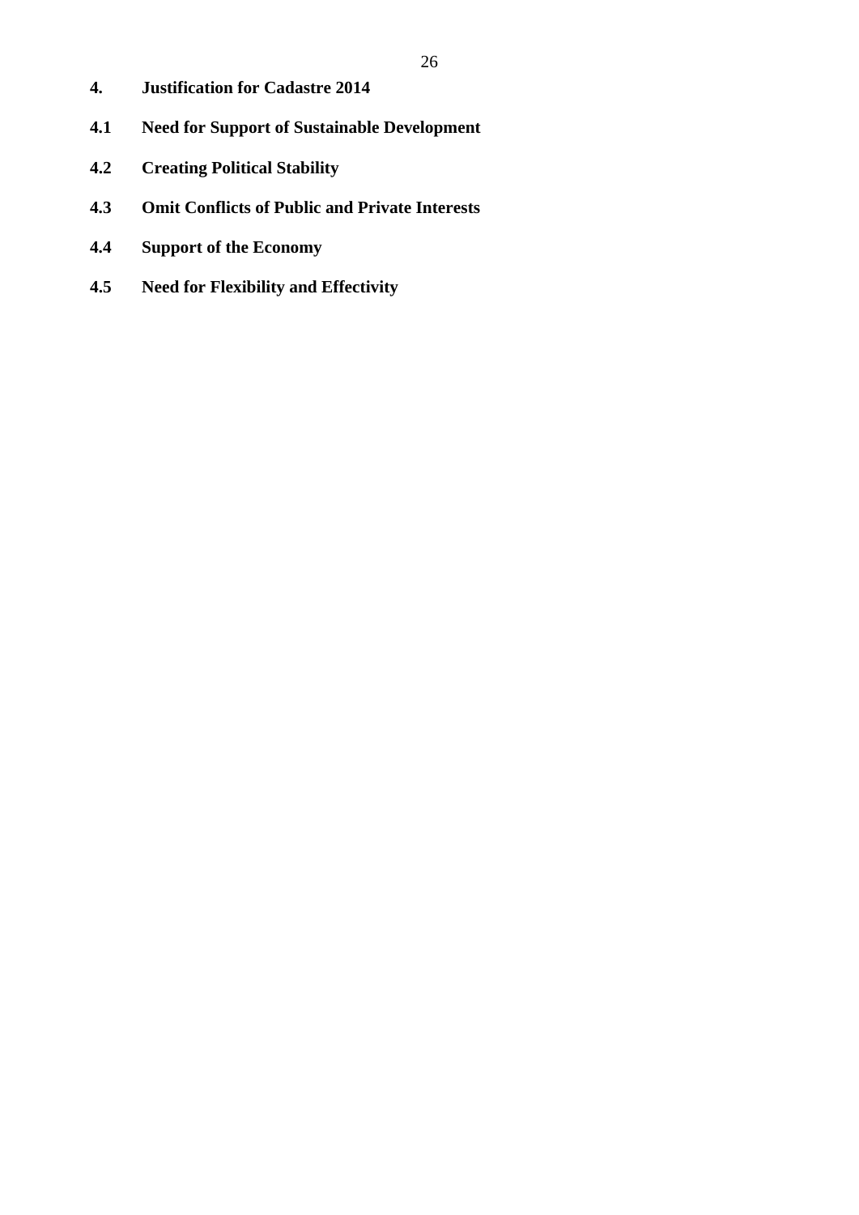# 4. Justification for Cadastre 2014

## 4.1 Need for Support of Sustainable Development

## 4.2 Creating Political Stability

## 4.3 Omit Conflicts of Public and Private Interests

## 4.4 Support of the Economy

## 4.5 Need for Flexibility and Effectivity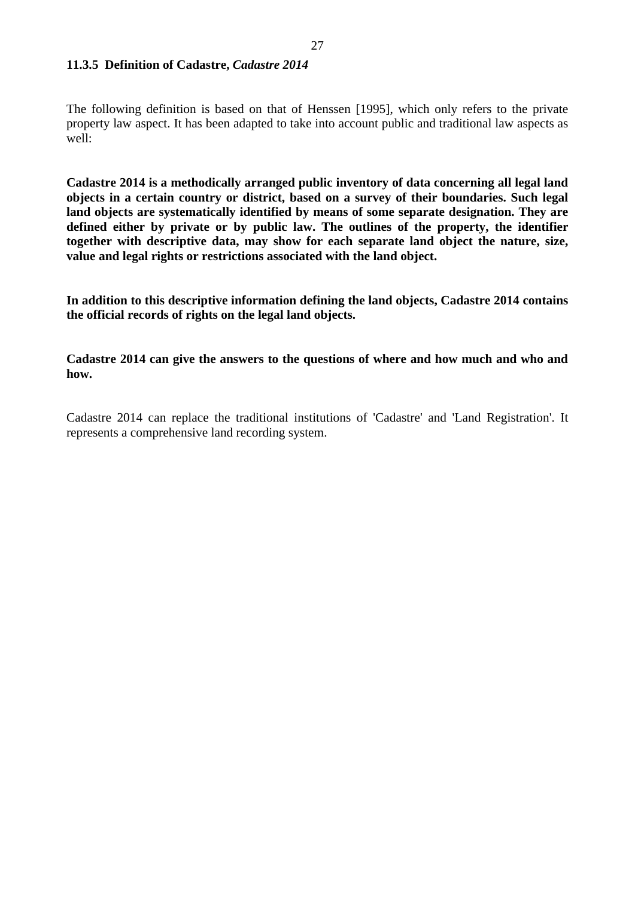### 11.3.5 Definition of Cadastre, *Cadastre 2014*

The following definition is based on that of Henssen [1995], which only refers to the private property law aspect. It has been adapted to take into account public and traditional law aspects as well:

**Cadastre 2014 is a methodically arranged public inventory of data concerning all legal land objects in a certain country or district, based on a survey of their boundaries. Such legal land objects are systematically identified by means of some separate designation. They are defined either by private or by public law. The outlines of the property, the identifier together with descriptive data, may show for each separate land object the nature, size, value and legal rights or restrictions associated with the land object.**

**In addition to this descriptive information defining the land objects, Cadastre 2014 contains the official records of rights on the legal land objects.**

**Cadastre 2014 can give the answers to the questions of where and how much and who and how.**

Cadastre 2014 can replace the traditional institutions of 'Cadastre' and 'Land Registration'. It represents a comprehensive land recording system.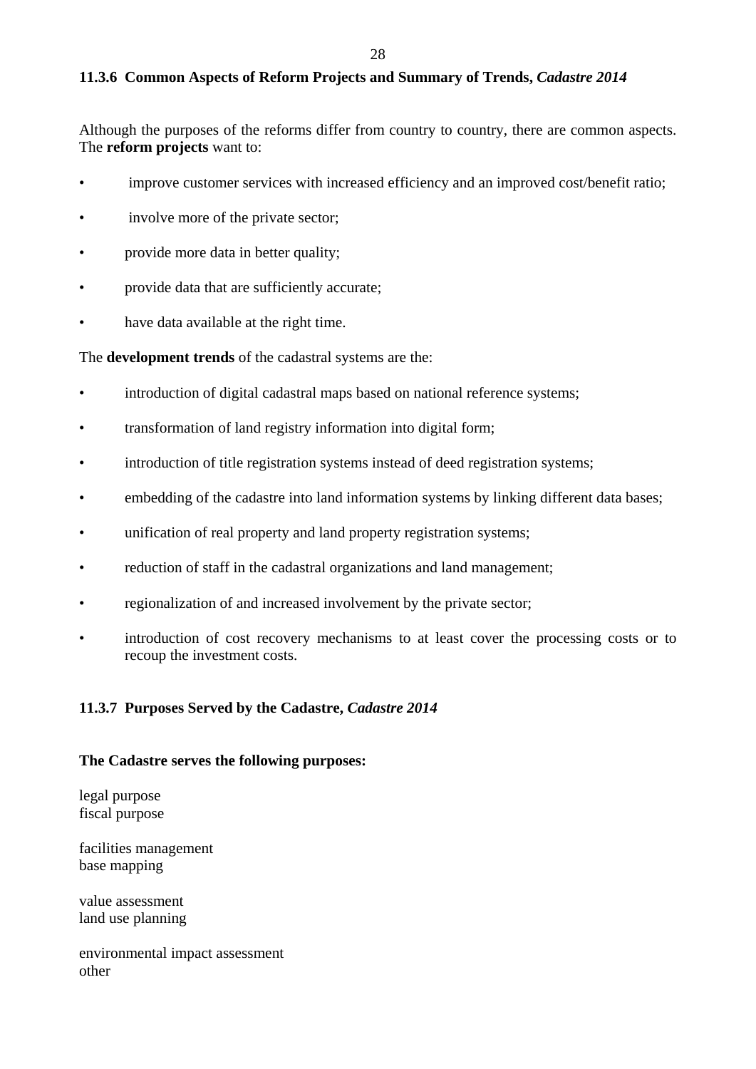### 11.3.6 Common Aspects of Reform Projects and Summary of Trends, *Cadastre 2014*

Although the purposes of the reforms differ from country to country, there are common aspects. The **reform projects** want to:

- improve customer services with increased efficiency and an improved cost/benefit ratio;
- involve more of the private sector;
- provide more data in better quality;
- provide data that are sufficiently accurate;
- have data available at the right time.

The **development trends** of the cadastral systems are the:

- introduction of digital cadastral maps based on national reference systems;
- transformation of land registry information into digital form;
- introduction of title registration systems instead of deed registration systems;
- embedding of the cadastre into land information systems by linking different data bases;
- unification of real property and land property registration systems;
- reduction of staff in the cadastral organizations and land management;
- regionalization of and increased involvement by the private sector;
- introduction of cost recovery mechanisms to at least cover the processing costs or to recoup the investment costs.

### 11.3.7 Purposes Served by the Cadastre, *Cadastre 2014*

**The Cadastre serves the following purposes:**

legal purpose
fiscal purpose

facilities management
base mapping

value assessment
land use planning

environmental impact assessment
other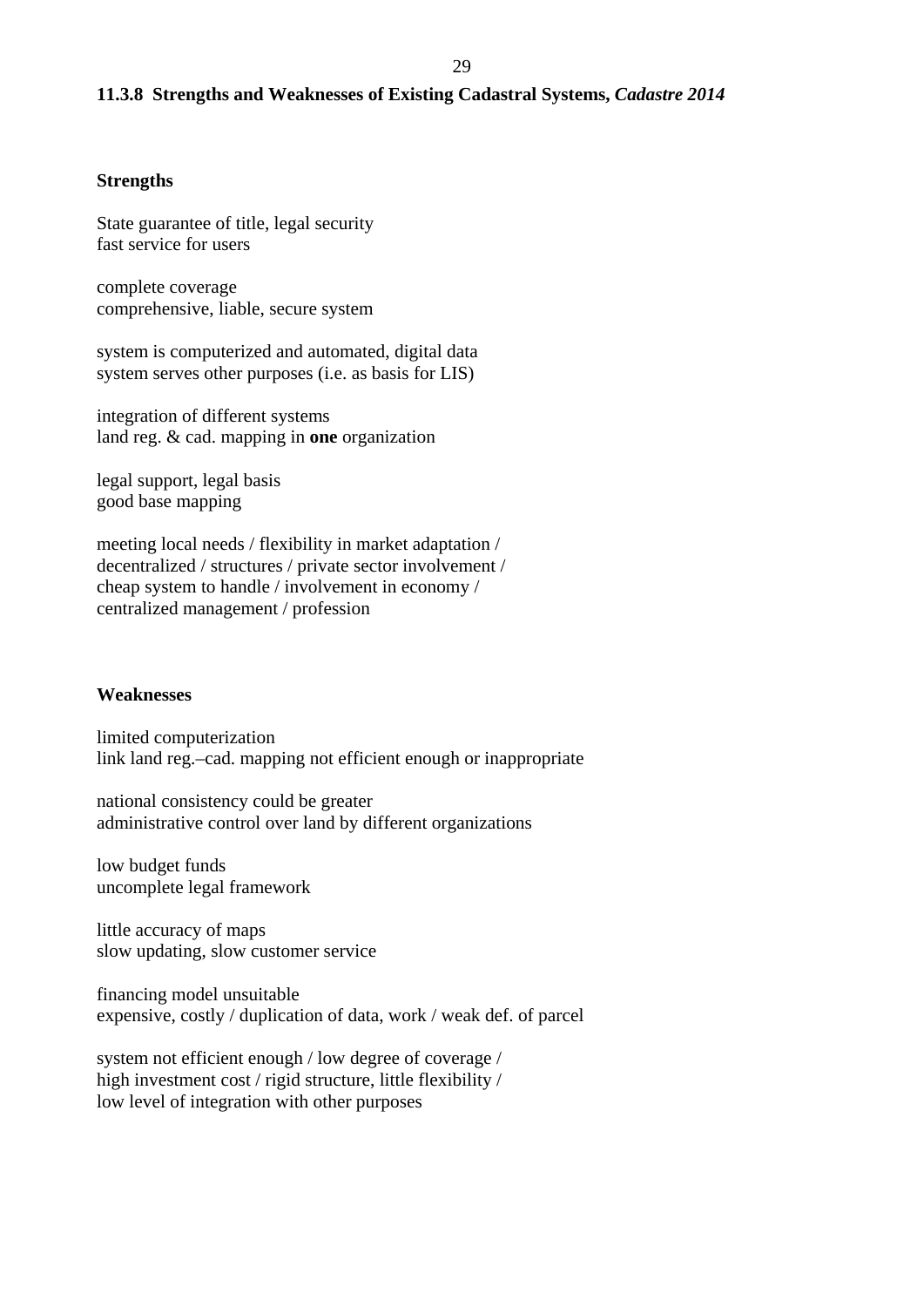### 11.3.8 Strengths and Weaknesses of Existing Cadastral Systems, *Cadastre 2014*

**Strengths**

State guarantee of title, legal security
fast service for users

complete coverage
comprehensive, liable, secure system

system is computerized and automated, digital data
system serves other purposes (i.e. as basis for LIS)

integration of different systems
land reg. & cad. mapping in **one** organization

legal support, legal basis
good base mapping

meeting local needs / flexibility in market adaptation /
decentralized / structures / private sector involvement /
cheap system to handle / involvement in economy /
centralized management / profession

**Weaknesses**

limited computerization
link land reg.–cad. mapping not efficient enough or inappropriate

national consistency could be greater
administrative control over land by different organizations

low budget funds
uncomplete legal framework

little accuracy of maps
slow updating, slow customer service

financing model unsuitable
expensive, costly / duplication of data, work / weak def. of parcel

system not efficient enough / low degree of coverage /
high investment cost / rigid structure, little flexibility /
low level of integration with other purposes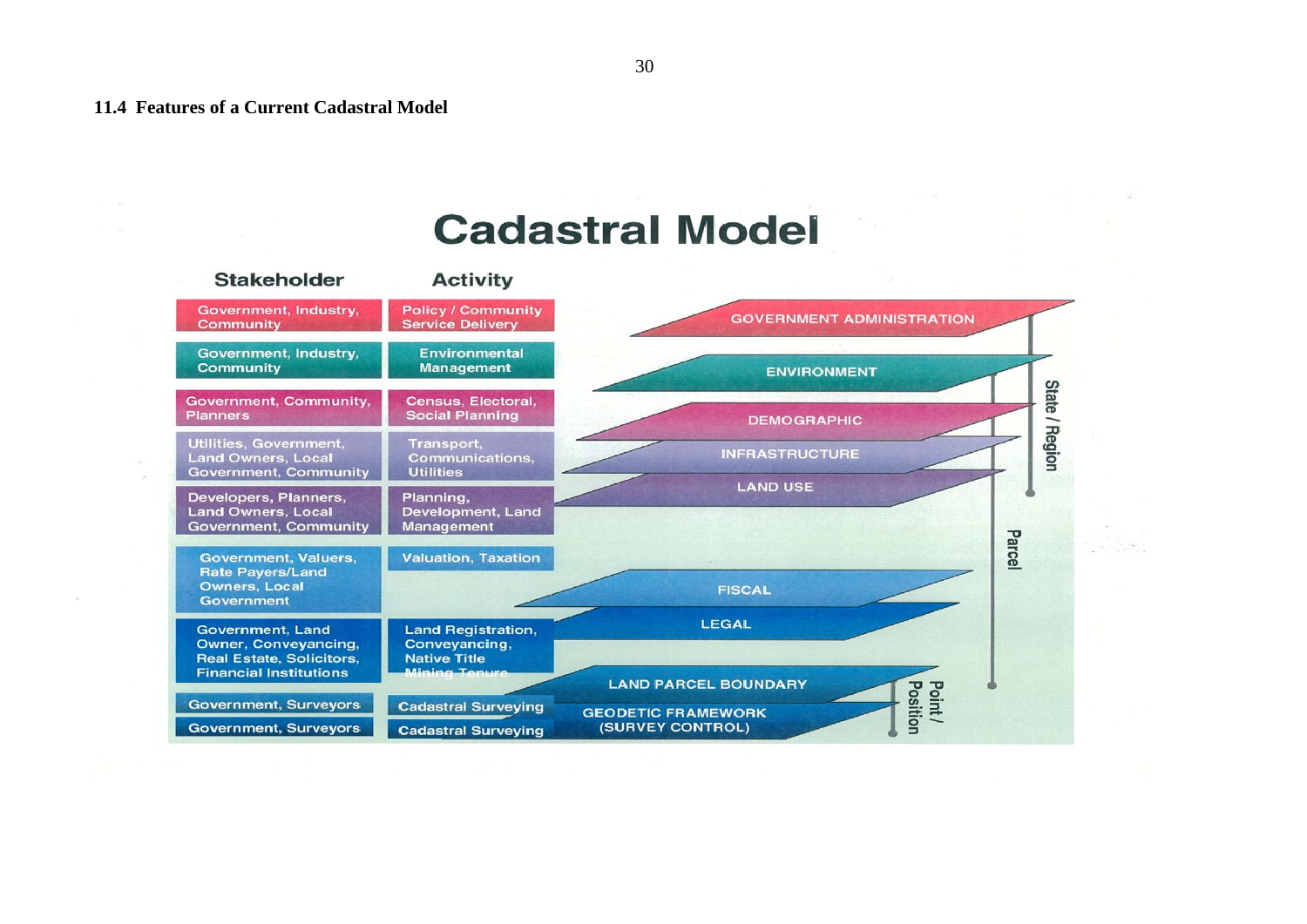**11.4 Features of a Current Cadastral Model**

## Cadastral Model

| Stakeholder | Activity | Layer |
|---|---|---|
| Government, Industry, Community | Policy / Community Service Delivery | GOVERNMENT ADMINISTRATION |
| Government, Industry, Community | Environmental Management | ENVIRONMENT |
| Government, Community, Planners | Census, Electoral, Social Planning | DEMOGRAPHIC |
| Utilities, Government, Land Owners, Local Government, Community | Transport, Communications, Utilities | INFRASTRUCTURE |
| Developers, Planners, Land Owners, Local Government, Community | Planning, Development, Land Management | LAND USE |
| Government, Valuers, Rate Payers/Land Owners, Local Government | Valuation, Taxation | FISCAL |
| Government, Land Owner, Conveyancing, Real Estate, Solicitors, Financial Institutions | Land Registration, Conveyancing, Native Title, Mining Tenure | LEGAL |
| Government, Surveyors | Cadastral Surveying | LAND PARCEL BOUNDARY |
| Government, Surveyors | Cadastral Surveying | GEODETIC FRAMEWORK (SURVEY CONTROL) |

State / Region

Parcel

Point / Position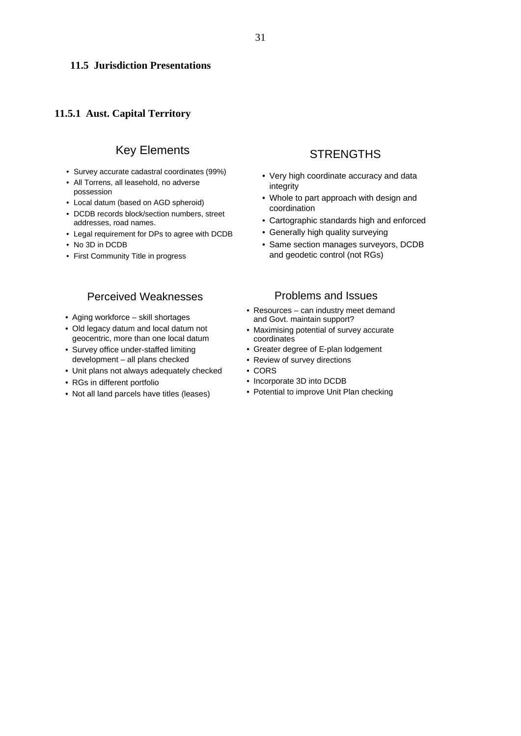## 11.5 Jurisdiction Presentations

### 11.5.1 Aust. Capital Territory

#### Key Elements

- Survey accurate cadastral coordinates (99%)
- All Torrens, all leasehold, no adverse possession
- Local datum (based on AGD spheroid)
- DCDB records block/section numbers, street addresses, road names.
- Legal requirement for DPs to agree with DCDB
- No 3D in DCDB
- First Community Title in progress

#### STRENGTHS

- Very high coordinate accuracy and data integrity
- Whole to part approach with design and coordination
- Cartographic standards high and enforced
- Generally high quality surveying
- Same section manages surveyors, DCDB and geodetic control (not RGs)

#### Perceived Weaknesses

- Aging workforce – skill shortages
- Old legacy datum and local datum not geocentric, more than one local datum
- Survey office under-staffed limiting development – all plans checked
- Unit plans not always adequately checked
- RGs in different portfolio
- Not all land parcels have titles (leases)

#### Problems and Issues

- Resources – can industry meet demand and Govt. maintain support?
- Maximising potential of survey accurate coordinates
- Greater degree of E-plan lodgement
- Review of survey directions
- CORS
- Incorporate 3D into DCDB
- Potential to improve Unit Plan checking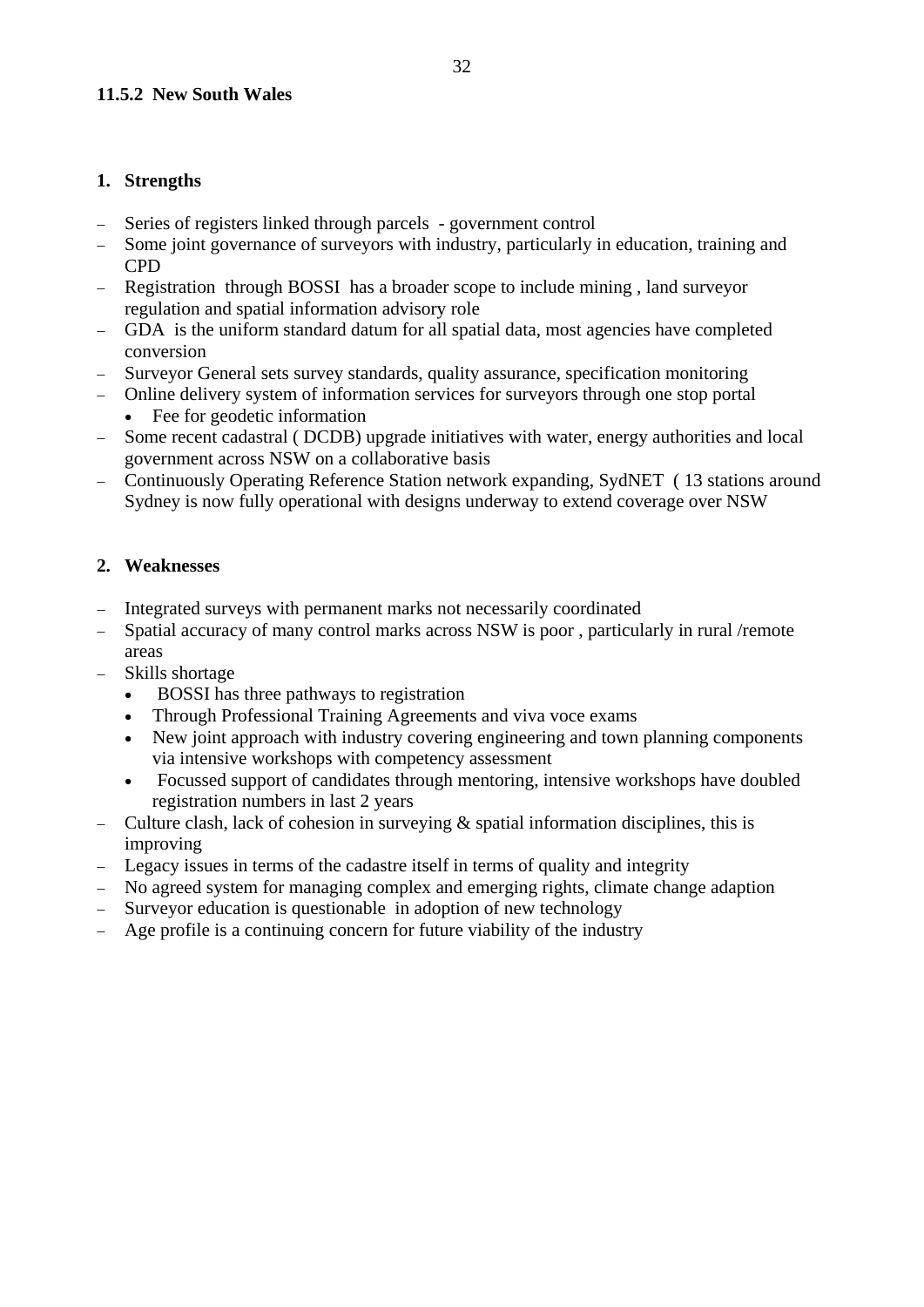### 11.5.2 New South Wales

#### 1. Strengths

- Series of registers linked through parcels - government control
- Some joint governance of surveyors with industry, particularly in education, training and CPD
- Registration through BOSSI has a broader scope to include mining , land surveyor regulation and spatial information advisory role
- GDA is the uniform standard datum for all spatial data, most agencies have completed conversion
- Surveyor General sets survey standards, quality assurance, specification monitoring
- Online delivery system of information services for surveyors through one stop portal
  - Fee for geodetic information
- Some recent cadastral ( DCDB) upgrade initiatives with water, energy authorities and local government across NSW on a collaborative basis
- Continuously Operating Reference Station network expanding, SydNET ( 13 stations around Sydney is now fully operational with designs underway to extend coverage over NSW

#### 2. Weaknesses

- Integrated surveys with permanent marks not necessarily coordinated
- Spatial accuracy of many control marks across NSW is poor , particularly in rural /remote areas
- Skills shortage
  - BOSSI has three pathways to registration
  - Through Professional Training Agreements and viva voce exams
  - New joint approach with industry covering engineering and town planning components via intensive workshops with competency assessment
  - Focussed support of candidates through mentoring, intensive workshops have doubled registration numbers in last 2 years
- Culture clash, lack of cohesion in surveying & spatial information disciplines, this is improving
- Legacy issues in terms of the cadastre itself in terms of quality and integrity
- No agreed system for managing complex and emerging rights, climate change adaption
- Surveyor education is questionable in adoption of new technology
- Age profile is a continuing concern for future viability of the industry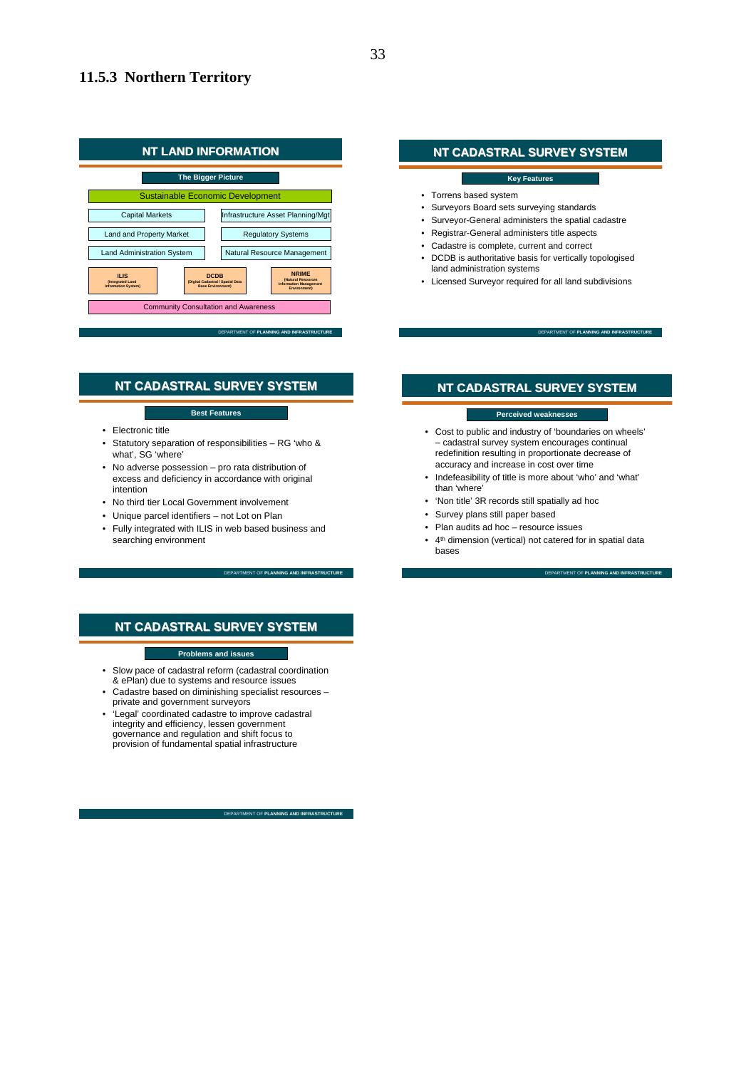### 11.5.3 Northern Territory

**NT LAND INFORMATION**

**The Bigger Picture**

Sustainable Economic Development

| | |
|---|---|
| Capital Markets | Infrastructure Asset Planning/Mgt |
| Land and Property Market | Regulatory Systems |
| Land Administration System | Natural Resource Management |

| | | |
|---|---|---|
| ILIS (Integrated Land Information System) | DCDB (Digital Cadastral / Spatial Data Base Environment) | NRIME (Natural Resources Information Management Environment) |

Community Consultation and Awareness

DEPARTMENT OF PLANNING AND INFRASTRUCTURE

**NT CADASTRAL SURVEY SYSTEM**

**Key Features**

- Torrens based system
- Surveyors Board sets surveying standards
- Surveyor-General administers the spatial cadastre
- Registrar-General administers title aspects
- Cadastre is complete, current and correct
- DCDB is authoritative basis for vertically topologised land administration systems
- Licensed Surveyor required for all land subdivisions

DEPARTMENT OF PLANNING AND INFRASTRUCTURE

**NT CADASTRAL SURVEY SYSTEM**

**Best Features**

- Electronic title
- Statutory separation of responsibilities – RG 'who & what', SG 'where'
- No adverse possession – pro rata distribution of excess and deficiency in accordance with original intention
- No third tier Local Government involvement
- Unique parcel identifiers – not Lot on Plan
- Fully integrated with ILIS in web based business and searching environment

DEPARTMENT OF PLANNING AND INFRASTRUCTURE

**NT CADASTRAL SURVEY SYSTEM**

**Perceived weaknesses**

- Cost to public and industry of 'boundaries on wheels' – cadastral survey system encourages continual redefinition resulting in proportionate decrease of accuracy and increase in cost over time
- Indefeasibility of title is more about 'who' and 'what' than 'where'
- 'Non title' 3R records still spatially ad hoc
- Survey plans still paper based
- Plan audits ad hoc – resource issues
- 4th dimension (vertical) not catered for in spatial data bases

DEPARTMENT OF PLANNING AND INFRASTRUCTURE

**NT CADASTRAL SURVEY SYSTEM**

**Problems and issues**

- Slow pace of cadastral reform (cadastral coordination & ePlan) due to systems and resource issues
- Cadastre based on diminishing specialist resources – private and government surveyors
- 'Legal' coordinated cadastre to improve cadastral integrity and efficiency, lessen government governance and regulation and shift focus to provision of fundamental spatial infrastructure

DEPARTMENT OF PLANNING AND INFRASTRUCTURE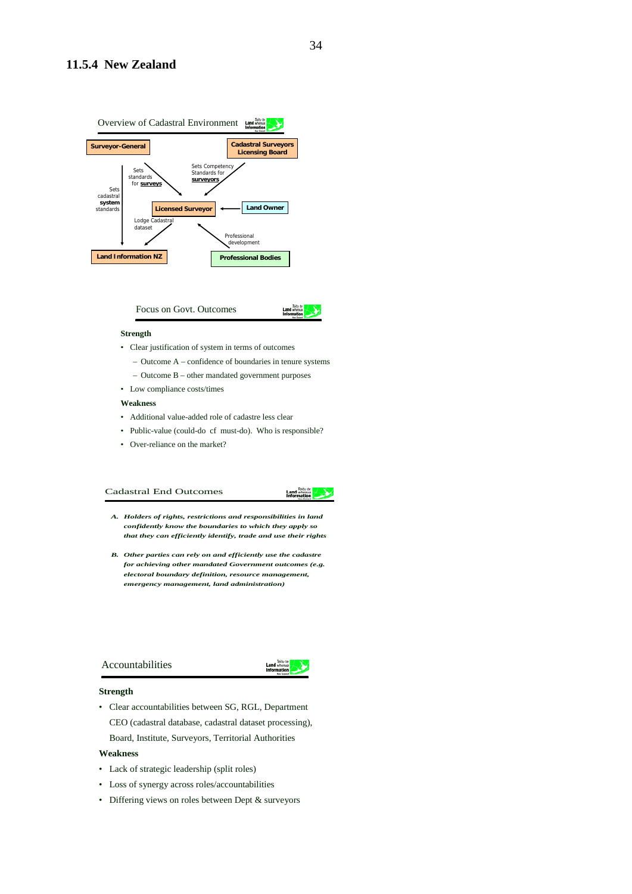### 11.5.4 New Zealand

Overview of Cadastral Environment

Surveyor-General — Sets standards for **surveys** → Licensed Surveyor

Surveyor-General — Sets cadastral **system** standards → Land Information NZ

Cadastral Surveyors Licensing Board — Sets Competency Standards for **surveyors** → Licensed Surveyor

Land Owner → Licensed Surveyor

Licensed Surveyor — Lodge Cadastral dataset → Land Information NZ

Professional Bodies — Professional development → Licensed Surveyor

Focus on Govt. Outcomes

**Strength**

- Clear justification of system in terms of outcomes
  - Outcome A – confidence of boundaries in tenure systems
  - Outcome B – other mandated government purposes
- Low compliance costs/times

**Weakness**

- Additional value-added role of cadastre less clear
- Public-value (could-do cf must-do). Who is responsible?
- Over-reliance on the market?

Cadastral End Outcomes

***A. Holders of rights, restrictions and responsibilities in land confidently know the boundaries to which they apply so that they can efficiently identify, trade and use their rights***

***B. Other parties can rely on and efficiently use the cadastre for achieving other mandated Government outcomes (e.g. electoral boundary definition, resource management, emergency management, land administration)***

Accountabilities

**Strength**

- Clear accountabilities between SG, RGL, Department CEO (cadastral database, cadastral dataset processing), Board, Institute, Surveyors, Territorial Authorities

**Weakness**

- Lack of strategic leadership (split roles)
- Loss of synergy across roles/accountabilities
- Differing views on roles between Dept & surveyors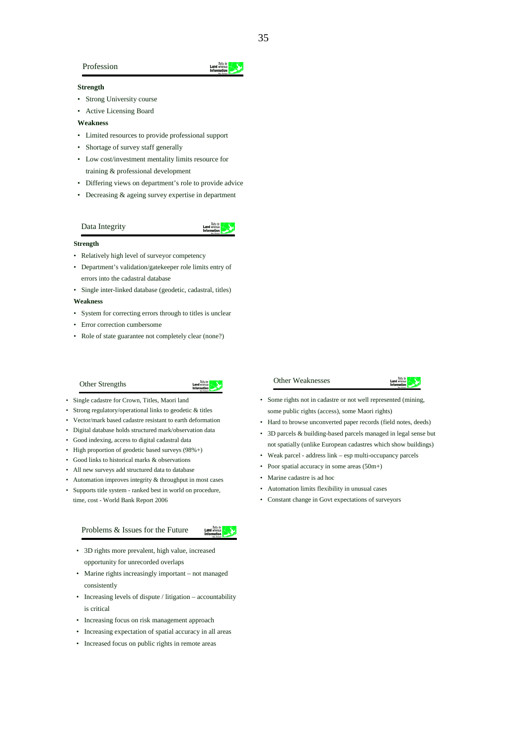## Profession

**Strength**

- Strong University course
- Active Licensing Board

**Weakness**

- Limited resources to provide professional support
- Shortage of survey staff generally
- Low cost/investment mentality limits resource for training & professional development
- Differing views on department's role to provide advice
- Decreasing & ageing survey expertise in department

## Data Integrity

**Strength**

- Relatively high level of surveyor competency
- Department's validation/gatekeeper role limits entry of errors into the cadastral database
- Single inter-linked database (geodetic, cadastral, titles)

**Weakness**

- System for correcting errors through to titles is unclear
- Error correction cumbersome
- Role of state guarantee not completely clear (none?)

## Other Strengths

- Single cadastre for Crown, Titles, Maori land
- Strong regulatory/operational links to geodetic & titles
- Vector/mark based cadastre resistant to earth deformation
- Digital database holds structured mark/observation data
- Good indexing, access to digital cadastral data
- High proportion of geodetic based surveys (98%+)
- Good links to historical marks & observations
- All new surveys add structured data to database
- Automation improves integrity & throughput in most cases
- Supports title system - ranked best in world on procedure, time, cost - World Bank Report 2006

## Other Weaknesses

- Some rights not in cadastre or not well represented (mining, some public rights (access), some Maori rights)
- Hard to browse unconverted paper records (field notes, deeds)
- 3D parcels & building-based parcels managed in legal sense but not spatially (unlike European cadastres which show buildings)
- Weak parcel - address link – esp multi-occupancy parcels
- Poor spatial accuracy in some areas (50m+)
- Marine cadastre is ad hoc
- Automation limits flexibility in unusual cases
- Constant change in Govt expectations of surveyors

## Problems & Issues for the Future

- 3D rights more prevalent, high value, increased opportunity for unrecorded overlaps
- Marine rights increasingly important – not managed consistently
- Increasing levels of dispute / litigation – accountability is critical
- Increasing focus on risk management approach
- Increasing expectation of spatial accuracy in all areas
- Increased focus on public rights in remote areas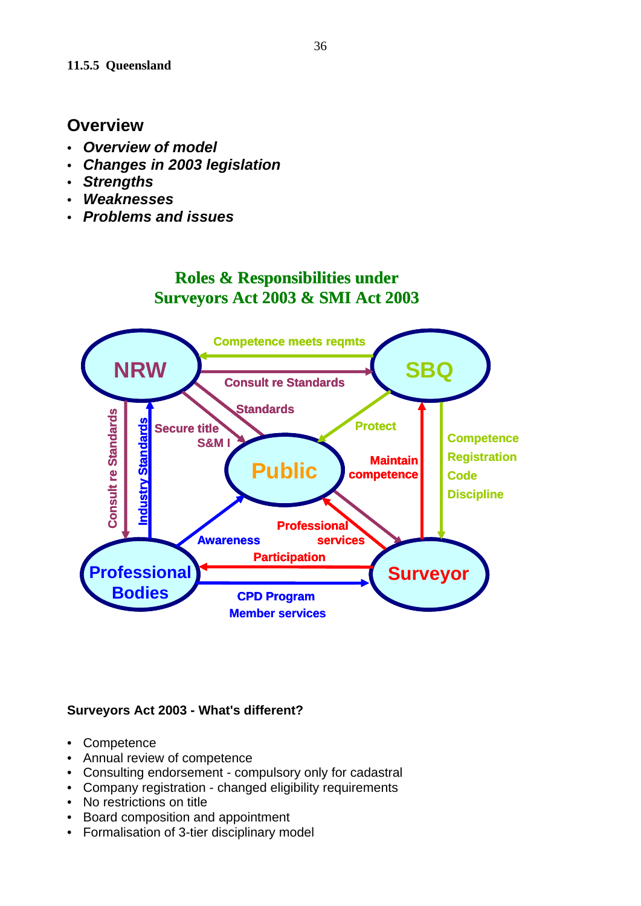**11.5.5 Queensland**

## Overview

- ***Overview of model***
- ***Changes in 2003 legislation***
- ***Strengths***
- ***Weaknesses***
- ***Problems and issues***

**Roles & Responsibilities under Surveyors Act 2003 & SMI Act 2003**

NRW — SBQ — Public — Professional Bodies — Surveyor

- SBQ → NRW: Competence meets reqmts
- NRW → SBQ: Consult re Standards
- NRW → Surveyor: Standards
- NRW → Public: Secure title S&M I
- SBQ → Public: Protect
- Surveyor → SBQ: Maintain competence
- SBQ → Surveyor: Competence, Registration, Code, Discipline
- NRW → Professional Bodies: Consult re Standards
- Professional Bodies → NRW: Industry Standards
- Professional Bodies → Public: Awareness
- Surveyor → Public: Professional services
- Surveyor → Professional Bodies: Participation
- Professional Bodies → Surveyor: CPD Program, Member services

**Surveyors Act 2003 - What's different?**

- Competence
- Annual review of competence
- Consulting endorsement - compulsory only for cadastral
- Company registration - changed eligibility requirements
- No restrictions on title
- Board composition and appointment
- Formalisation of 3-tier disciplinary model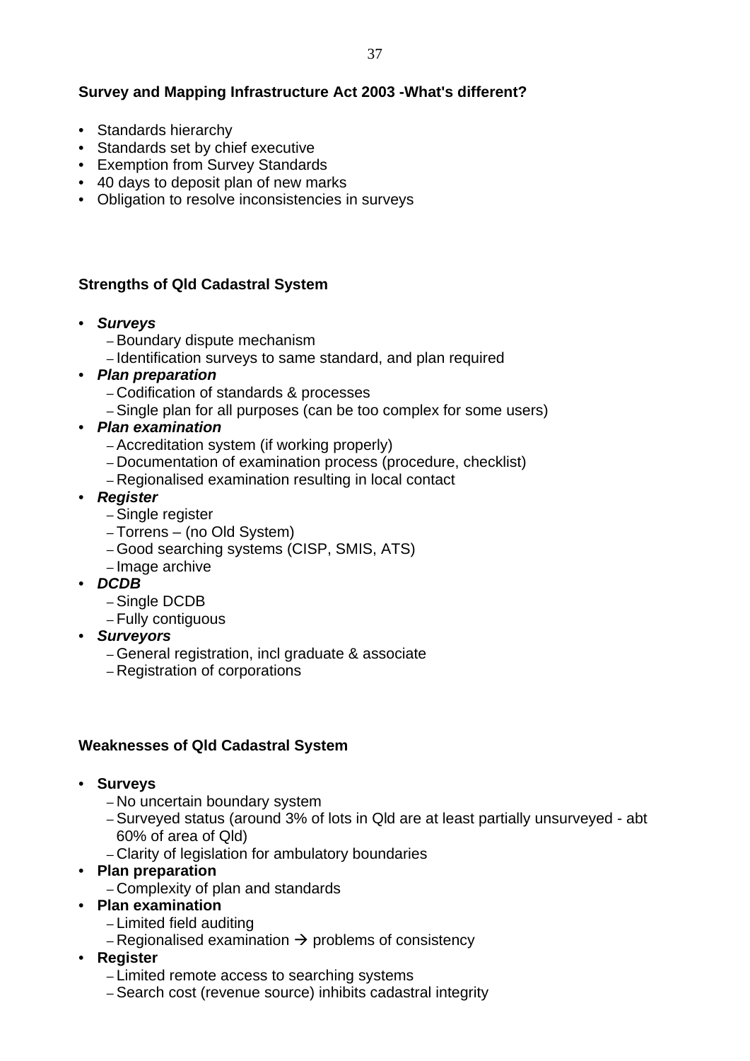**Survey and Mapping Infrastructure Act 2003 -What's different?**

- Standards hierarchy
- Standards set by chief executive
- Exemption from Survey Standards
- 40 days to deposit plan of new marks
- Obligation to resolve inconsistencies in surveys

**Strengths of Qld Cadastral System**

- ***Surveys***
  - Boundary dispute mechanism
  - Identification surveys to same standard, and plan required
- ***Plan preparation***
  - Codification of standards & processes
  - Single plan for all purposes (can be too complex for some users)
- ***Plan examination***
  - Accreditation system (if working properly)
  - Documentation of examination process (procedure, checklist)
  - Regionalised examination resulting in local contact
- ***Register***
  - Single register
  - Torrens – (no Old System)
  - Good searching systems (CISP, SMIS, ATS)
  - Image archive
- ***DCDB***
  - Single DCDB
  - Fully contiguous
- ***Surveyors***
  - General registration, incl graduate & associate
  - Registration of corporations

**Weaknesses of Qld Cadastral System**

- **Surveys**
  - No uncertain boundary system
  - Surveyed status (around 3% of lots in Qld are at least partially unsurveyed - abt 60% of area of Qld)
  - Clarity of legislation for ambulatory boundaries
- **Plan preparation**
  - Complexity of plan and standards
- **Plan examination**
  - Limited field auditing
  - Regionalised examination → problems of consistency
- **Register**
  - Limited remote access to searching systems
  - Search cost (revenue source) inhibits cadastral integrity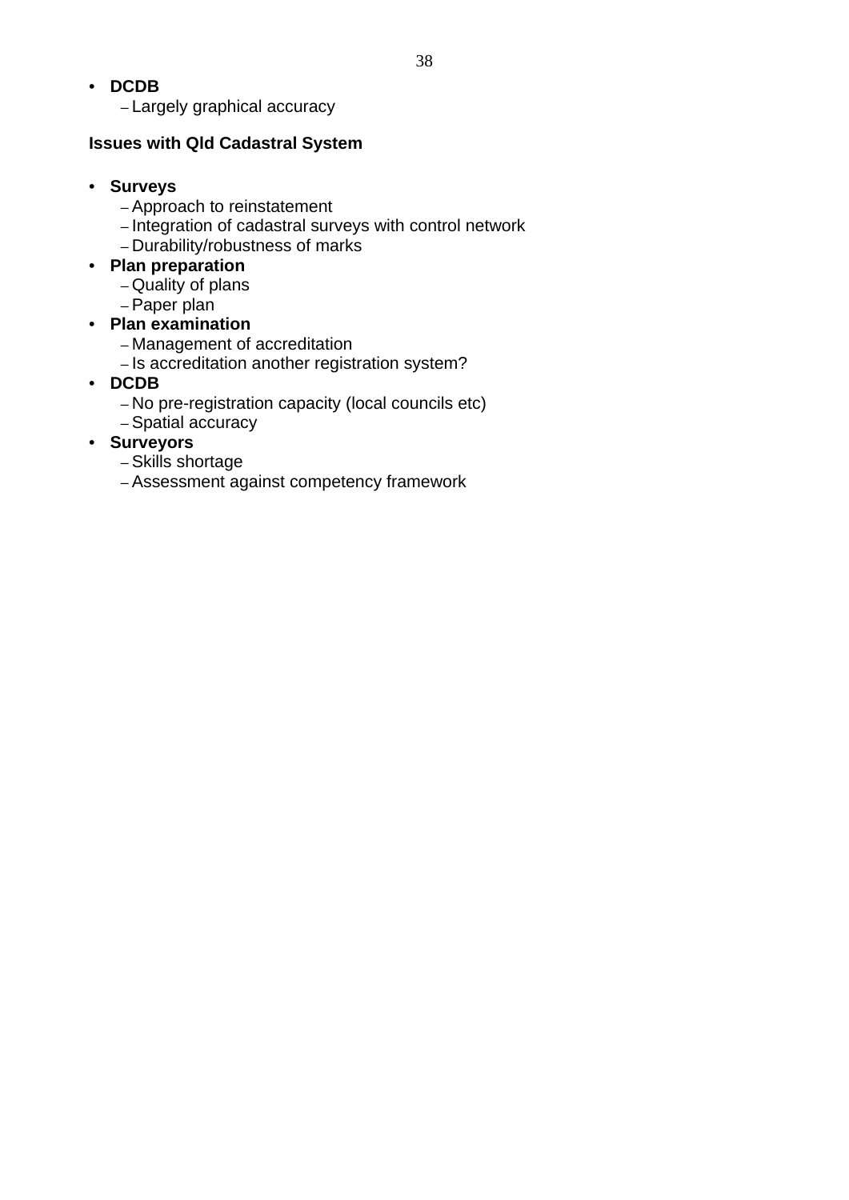- **DCDB**
  - Largely graphical accuracy

**Issues with Qld Cadastral System**

- **Surveys**
  - Approach to reinstatement
  - Integration of cadastral surveys with control network
  - Durability/robustness of marks
- **Plan preparation**
  - Quality of plans
  - Paper plan
- **Plan examination**
  - Management of accreditation
  - Is accreditation another registration system?
- **DCDB**
  - No pre-registration capacity (local councils etc)
  - Spatial accuracy
- **Surveyors**
  - Skills shortage
  - Assessment against competency framework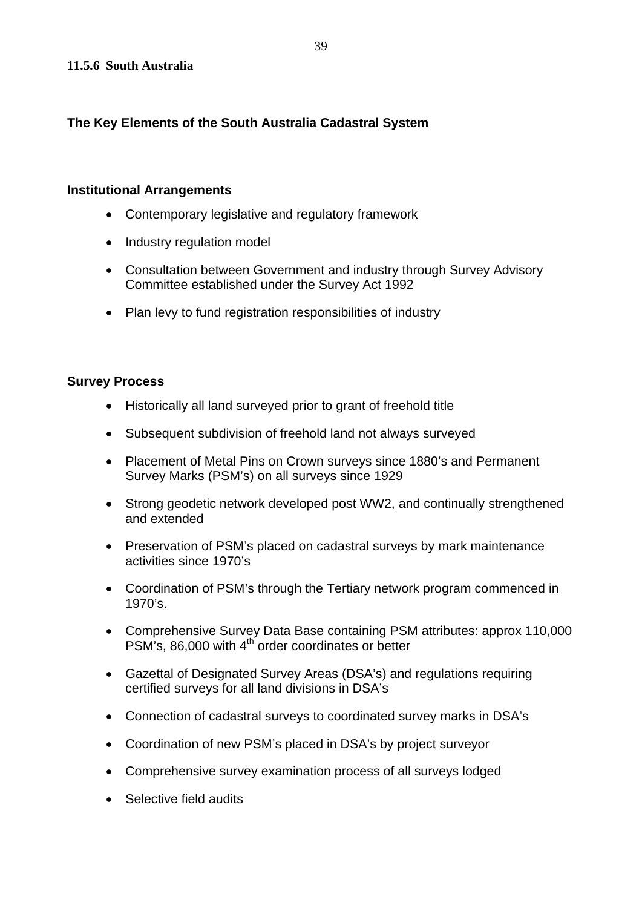### 11.5.6 South Australia

## The Key Elements of the South Australia Cadastral System

### Institutional Arrangements

- Contemporary legislative and regulatory framework
- Industry regulation model
- Consultation between Government and industry through Survey Advisory Committee established under the Survey Act 1992
- Plan levy to fund registration responsibilities of industry

### Survey Process

- Historically all land surveyed prior to grant of freehold title
- Subsequent subdivision of freehold land not always surveyed
- Placement of Metal Pins on Crown surveys since 1880's and Permanent Survey Marks (PSM's) on all surveys since 1929
- Strong geodetic network developed post WW2, and continually strengthened and extended
- Preservation of PSM's placed on cadastral surveys by mark maintenance activities since 1970's
- Coordination of PSM's through the Tertiary network program commenced in 1970's.
- Comprehensive Survey Data Base containing PSM attributes: approx 110,000 PSM's, 86,000 with 4$^{th}$ order coordinates or better
- Gazettal of Designated Survey Areas (DSA's) and regulations requiring certified surveys for all land divisions in DSA's
- Connection of cadastral surveys to coordinated survey marks in DSA's
- Coordination of new PSM's placed in DSA's by project surveyor
- Comprehensive survey examination process of all surveys lodged
- Selective field audits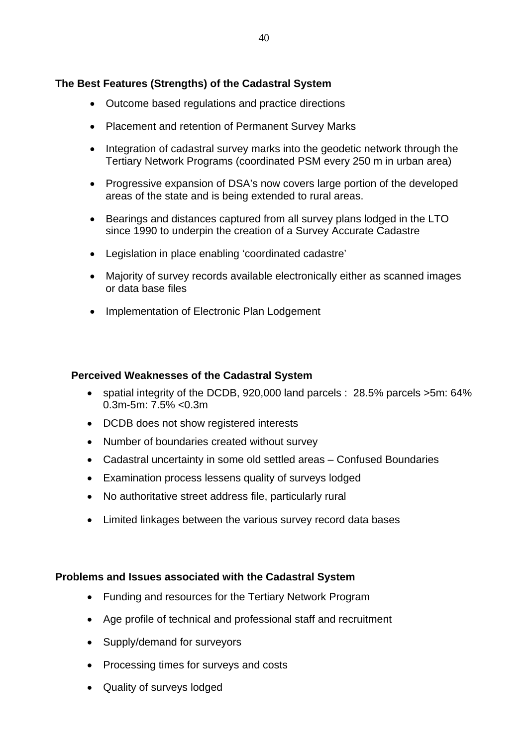**The Best Features (Strengths) of the Cadastral System**

- Outcome based regulations and practice directions
- Placement and retention of Permanent Survey Marks
- Integration of cadastral survey marks into the geodetic network through the Tertiary Network Programs (coordinated PSM every 250 m in urban area)
- Progressive expansion of DSA's now covers large portion of the developed areas of the state and is being extended to rural areas.
- Bearings and distances captured from all survey plans lodged in the LTO since 1990 to underpin the creation of a Survey Accurate Cadastre
- Legislation in place enabling 'coordinated cadastre'
- Majority of survey records available electronically either as scanned images or data base files
- Implementation of Electronic Plan Lodgement

**Perceived Weaknesses of the Cadastral System**

- spatial integrity of the DCDB, 920,000 land parcels : 28.5% parcels >5m: 64% 0.3m-5m: 7.5% <0.3m
- DCDB does not show registered interests
- Number of boundaries created without survey
- Cadastral uncertainty in some old settled areas – Confused Boundaries
- Examination process lessens quality of surveys lodged
- No authoritative street address file, particularly rural
- Limited linkages between the various survey record data bases

**Problems and Issues associated with the Cadastral System**

- Funding and resources for the Tertiary Network Program
- Age profile of technical and professional staff and recruitment
- Supply/demand for surveyors
- Processing times for surveys and costs
- Quality of surveys lodged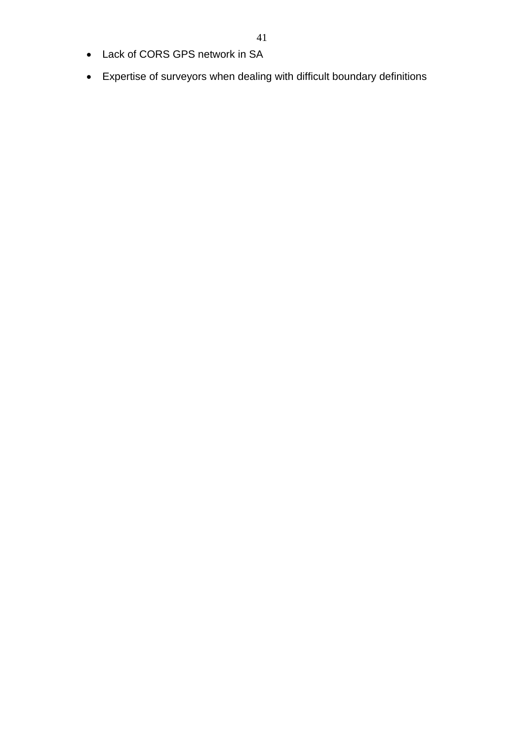- Lack of CORS GPS network in SA
- Expertise of surveyors when dealing with difficult boundary definitions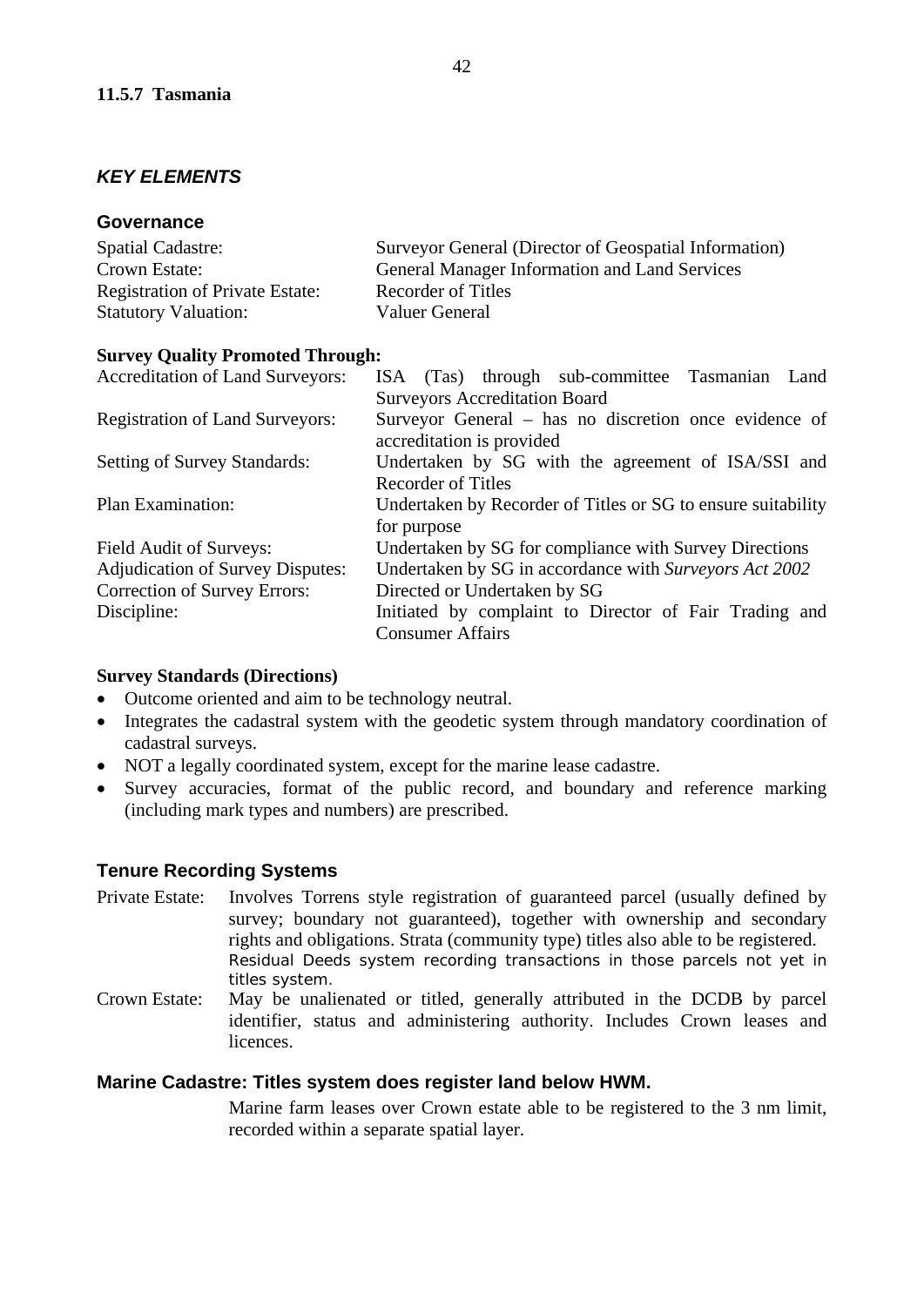#### 11.5.7 Tasmania

### *KEY ELEMENTS*

#### Governance

| | |
|---|---|
| Spatial Cadastre: | Surveyor General (Director of Geospatial Information) |
| Crown Estate: | General Manager Information and Land Services |
| Registration of Private Estate: | Recorder of Titles |
| Statutory Valuation: | Valuer General |

**Survey Quality Promoted Through:**

| | |
|---|---|
| Accreditation of Land Surveyors: | ISA (Tas) through sub-committee Tasmanian Land Surveyors Accreditation Board |
| Registration of Land Surveyors: | Surveyor General – has no discretion once evidence of accreditation is provided |
| Setting of Survey Standards: | Undertaken by SG with the agreement of ISA/SSI and Recorder of Titles |
| Plan Examination: | Undertaken by Recorder of Titles or SG to ensure suitability for purpose |
| Field Audit of Surveys: | Undertaken by SG for compliance with Survey Directions |
| Adjudication of Survey Disputes: | Undertaken by SG in accordance with *Surveyors Act 2002* |
| Correction of Survey Errors: | Directed or Undertaken by SG |
| Discipline: | Initiated by complaint to Director of Fair Trading and Consumer Affairs |

**Survey Standards (Directions)**

- Outcome oriented and aim to be technology neutral.
- Integrates the cadastral system with the geodetic system through mandatory coordination of cadastral surveys.
- NOT a legally coordinated system, except for the marine lease cadastre.
- Survey accuracies, format of the public record, and boundary and reference marking (including mark types and numbers) are prescribed.

#### Tenure Recording Systems

| | |
|---|---|
| Private Estate: | Involves Torrens style registration of guaranteed parcel (usually defined by survey; boundary not guaranteed), together with ownership and secondary rights and obligations. Strata (community type) titles also able to be registered. Residual Deeds system recording transactions in those parcels not yet in titles system. |
| Crown Estate: | May be unalienated or titled, generally attributed in the DCDB by parcel identifier, status and administering authority. Includes Crown leases and licences. |

#### Marine Cadastre: Titles system does register land below HWM.

Marine farm leases over Crown estate able to be registered to the 3 nm limit, recorded within a separate spatial layer.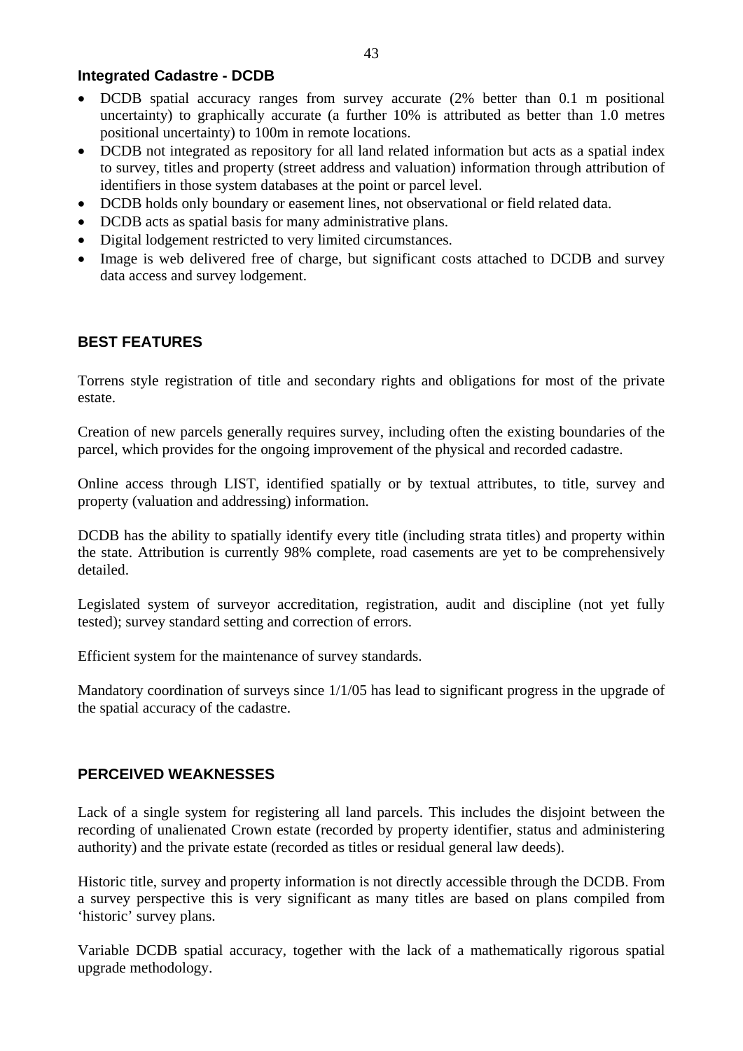### Integrated Cadastre - DCDB

- DCDB spatial accuracy ranges from survey accurate (2% better than 0.1 m positional uncertainty) to graphically accurate (a further 10% is attributed as better than 1.0 metres positional uncertainty) to 100m in remote locations.
- DCDB not integrated as repository for all land related information but acts as a spatial index to survey, titles and property (street address and valuation) information through attribution of identifiers in those system databases at the point or parcel level.
- DCDB holds only boundary or easement lines, not observational or field related data.
- DCDB acts as spatial basis for many administrative plans.
- Digital lodgement restricted to very limited circumstances.
- Image is web delivered free of charge, but significant costs attached to DCDB and survey data access and survey lodgement.

### BEST FEATURES

Torrens style registration of title and secondary rights and obligations for most of the private estate.

Creation of new parcels generally requires survey, including often the existing boundaries of the parcel, which provides for the ongoing improvement of the physical and recorded cadastre.

Online access through LIST, identified spatially or by textual attributes, to title, survey and property (valuation and addressing) information.

DCDB has the ability to spatially identify every title (including strata titles) and property within the state. Attribution is currently 98% complete, road casements are yet to be comprehensively detailed.

Legislated system of surveyor accreditation, registration, audit and discipline (not yet fully tested); survey standard setting and correction of errors.

Efficient system for the maintenance of survey standards.

Mandatory coordination of surveys since 1/1/05 has lead to significant progress in the upgrade of the spatial accuracy of the cadastre.

### PERCEIVED WEAKNESSES

Lack of a single system for registering all land parcels. This includes the disjoint between the recording of unalienated Crown estate (recorded by property identifier, status and administering authority) and the private estate (recorded as titles or residual general law deeds).

Historic title, survey and property information is not directly accessible through the DCDB. From a survey perspective this is very significant as many titles are based on plans compiled from 'historic' survey plans.

Variable DCDB spatial accuracy, together with the lack of a mathematically rigorous spatial upgrade methodology.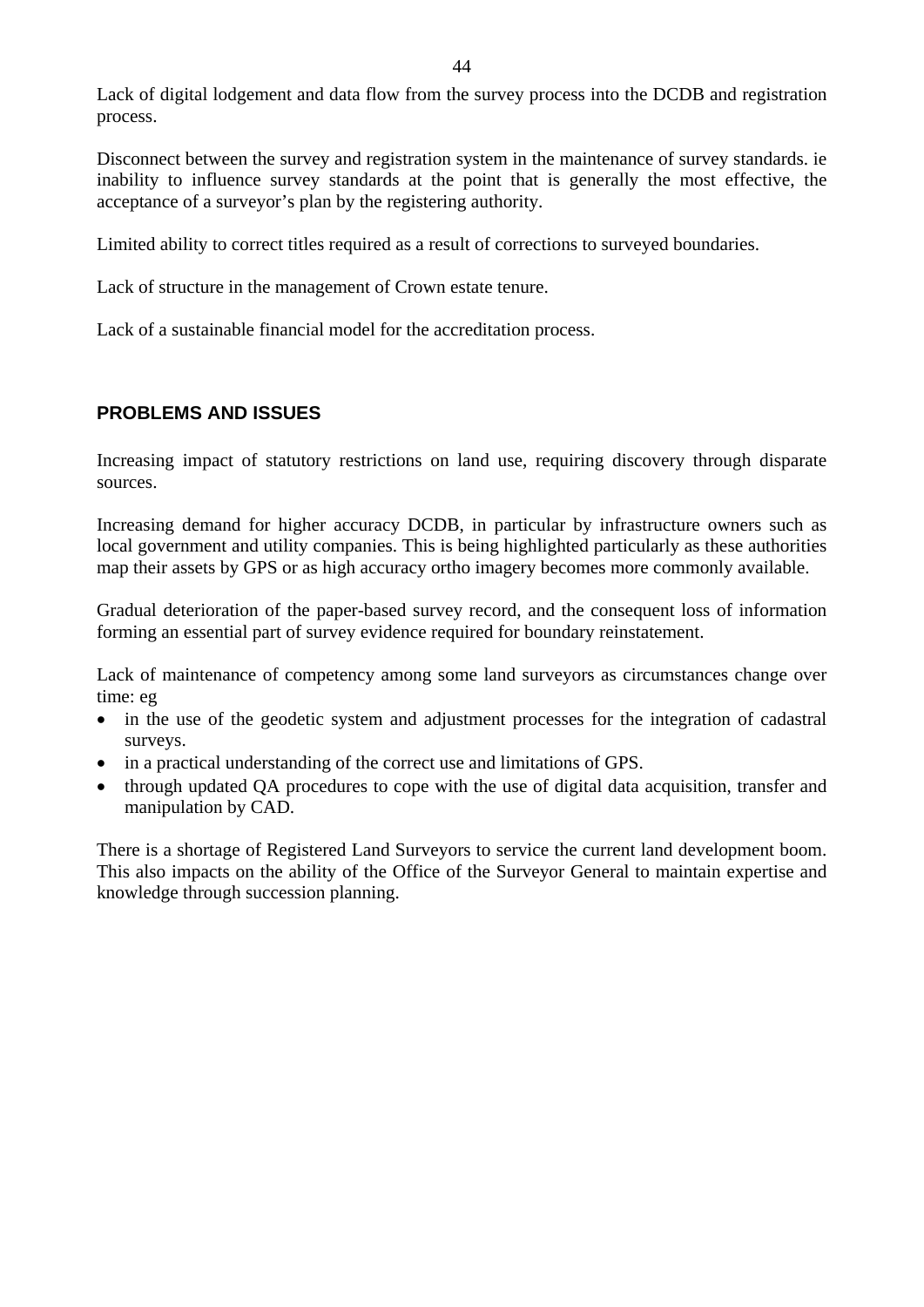Lack of digital lodgement and data flow from the survey process into the DCDB and registration process.

Disconnect between the survey and registration system in the maintenance of survey standards. ie inability to influence survey standards at the point that is generally the most effective, the acceptance of a surveyor's plan by the registering authority.

Limited ability to correct titles required as a result of corrections to surveyed boundaries.

Lack of structure in the management of Crown estate tenure.

Lack of a sustainable financial model for the accreditation process.

## PROBLEMS AND ISSUES

Increasing impact of statutory restrictions on land use, requiring discovery through disparate sources.

Increasing demand for higher accuracy DCDB, in particular by infrastructure owners such as local government and utility companies. This is being highlighted particularly as these authorities map their assets by GPS or as high accuracy ortho imagery becomes more commonly available.

Gradual deterioration of the paper-based survey record, and the consequent loss of information forming an essential part of survey evidence required for boundary reinstatement.

Lack of maintenance of competency among some land surveyors as circumstances change over time: eg

- in the use of the geodetic system and adjustment processes for the integration of cadastral surveys.
- in a practical understanding of the correct use and limitations of GPS.
- through updated QA procedures to cope with the use of digital data acquisition, transfer and manipulation by CAD.

There is a shortage of Registered Land Surveyors to service the current land development boom. This also impacts on the ability of the Office of the Surveyor General to maintain expertise and knowledge through succession planning.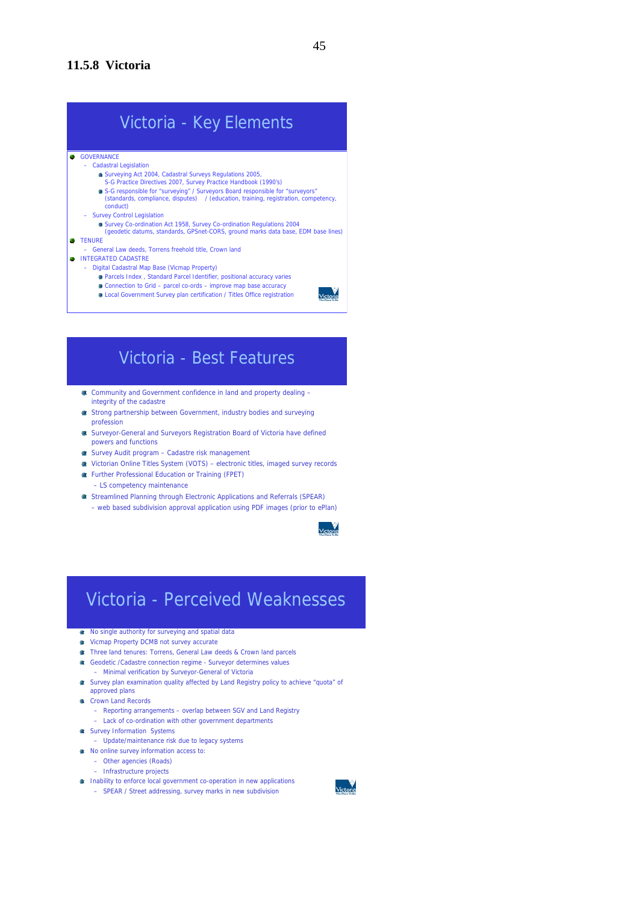### 11.5.8 Victoria

## Victoria - Key Elements

- GOVERNANCE
  - Cadastral Legislation
    - Surveying Act 2004, Cadastral Surveys Regulations 2005, S-G Practice Directives 2007, Survey Practice Handbook (1990's)
    - S-G responsible for "surveying" / Surveyors Board responsible for "surveyors" (standards, compliance, disputes) / (education, training, registration, competency, conduct)
  - Survey Control Legislation
    - Survey Co-ordination Act 1958, Survey Co-ordination Regulations 2004 (geodetic datums, standards, GPSnet-CORS, ground marks data base, EDM base lines)
- TENURE
  - General Law deeds, Torrens freehold title, Crown land
- INTEGRATED CADASTRE
  - Digital Cadastral Map Base (Vicmap Property)
    - Parcels Index , Standard Parcel Identifier, positional accuracy varies
    - Connection to Grid – parcel co-ords – improve map base accuracy
    - Local Government Survey plan certification / Titles Office registration

## Victoria - Best Features

- Community and Government confidence in land and property dealing – integrity of the cadastre
- Strong partnership between Government, industry bodies and surveying profession
- Surveyor-General and Surveyors Registration Board of Victoria have defined powers and functions
- Survey Audit program – Cadastre risk management
- Victorian Online Titles System (VOTS) – electronic titles, imaged survey records
- Further Professional Education or Training (FPET)
  - LS competency maintenance
- Streamlined Planning through Electronic Applications and Referrals (SPEAR)
  - web based subdivision approval application using PDF images (prior to ePlan)

## Victoria - Perceived Weaknesses

- No single authority for surveying and spatial data
- Vicmap Property DCMB not survey accurate
- Three land tenures: Torrens, General Law deeds & Crown land parcels
- Geodetic /Cadastre connection regime - Surveyor determines values
  - Minimal verification by Surveyor-General of Victoria
- Survey plan examination quality affected by Land Registry policy to achieve "quota" of approved plans
- Crown Land Records
  - Reporting arrangements – overlap between SGV and Land Registry
  - Lack of co-ordination with other government departments
- Survey Information Systems
  - Update/maintenance risk due to legacy systems
- No online survey information access to:
  - Other agencies (Roads)
  - Infrastructure projects
- Inability to enforce local government co-operation in new applications
  - SPEAR / Street addressing, survey marks in new subdivision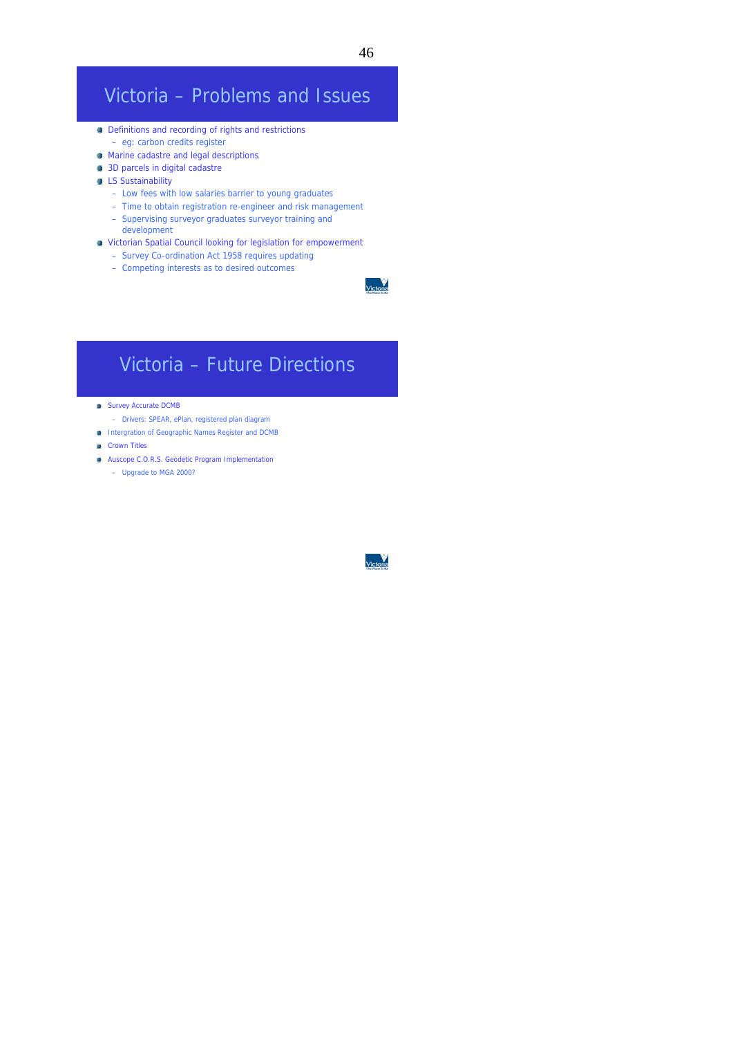# Victoria – Problems and Issues

- Definitions and recording of rights and restrictions
  - eg: carbon credits register
- Marine cadastre and legal descriptions
- 3D parcels in digital cadastre
- LS Sustainability
  - Low fees with low salaries barrier to young graduates
  - Time to obtain registration re-engineer and risk management
  - Supervising surveyor graduates surveyor training and development
- Victorian Spatial Council looking for legislation for empowerment
  - Survey Co-ordination Act 1958 requires updating
  - Competing interests as to desired outcomes

# Victoria – Future Directions

- Survey Accurate DCMB
  - Drivers: SPEAR, ePlan, registered plan diagram
- Intergration of Geographic Names Register and DCMB
- Crown Titles
- Auscope C.O.R.S. Geodetic Program Implementation
  - Upgrade to MGA 2000?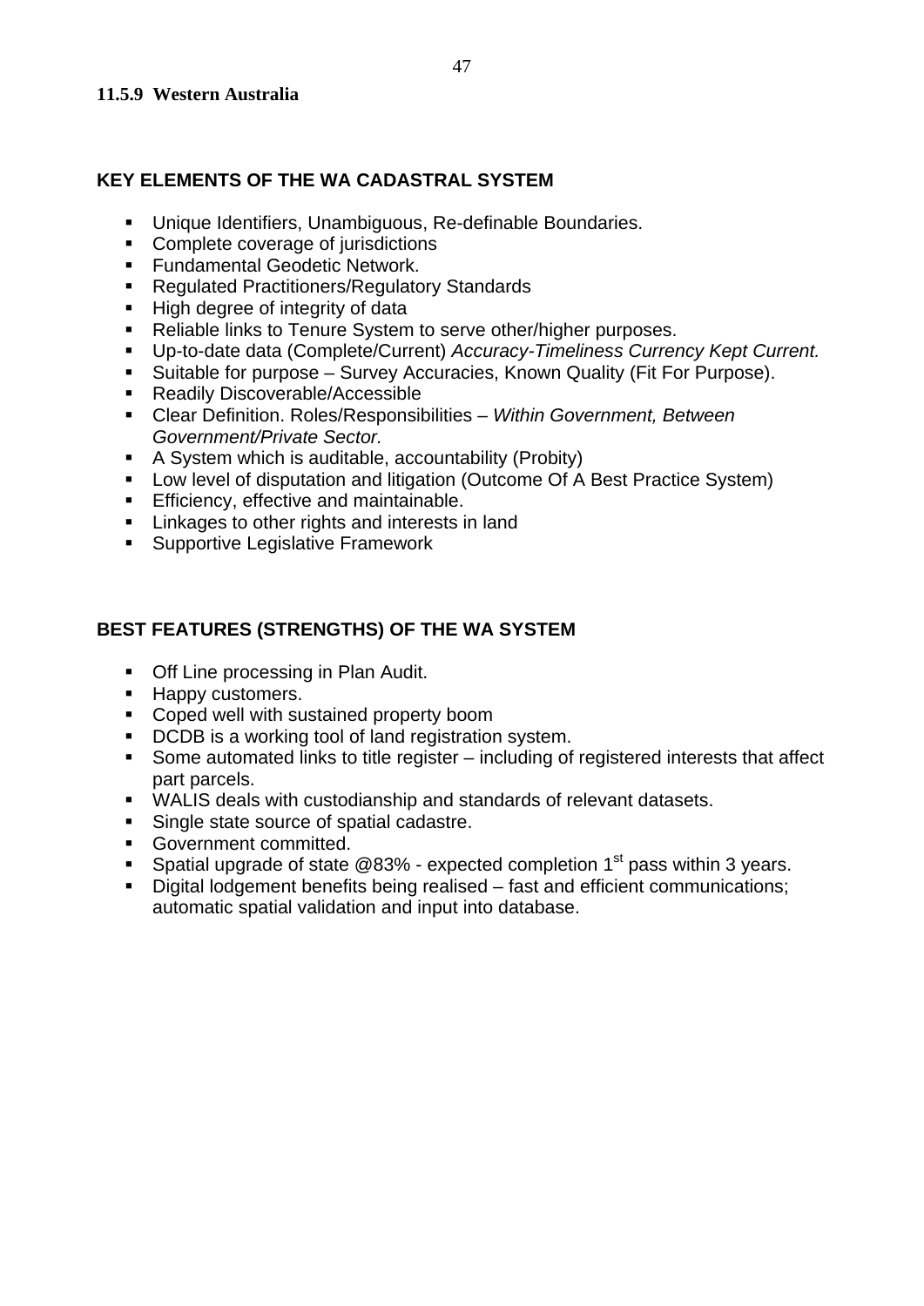### 11.5.9 Western Australia

## KEY ELEMENTS OF THE WA CADASTRAL SYSTEM

- Unique Identifiers, Unambiguous, Re-definable Boundaries.
- Complete coverage of jurisdictions
- Fundamental Geodetic Network.
- Regulated Practitioners/Regulatory Standards
- High degree of integrity of data
- Reliable links to Tenure System to serve other/higher purposes.
- Up-to-date data (Complete/Current) *Accuracy-Timeliness Currency Kept Current.*
- Suitable for purpose – Survey Accuracies, Known Quality (Fit For Purpose).
- Readily Discoverable/Accessible
- Clear Definition. Roles/Responsibilities – *Within Government, Between Government/Private Sector.*
- A System which is auditable, accountability (Probity)
- Low level of disputation and litigation (Outcome Of A Best Practice System)
- Efficiency, effective and maintainable.
- Linkages to other rights and interests in land
- Supportive Legislative Framework

## BEST FEATURES (STRENGTHS) OF THE WA SYSTEM

- Off Line processing in Plan Audit.
- Happy customers.
- Coped well with sustained property boom
- DCDB is a working tool of land registration system.
- Some automated links to title register – including of registered interests that affect part parcels.
- WALIS deals with custodianship and standards of relevant datasets.
- Single state source of spatial cadastre.
- Government committed.
- Spatial upgrade of state @83% - expected completion 1st pass within 3 years.
- Digital lodgement benefits being realised – fast and efficient communications; automatic spatial validation and input into database.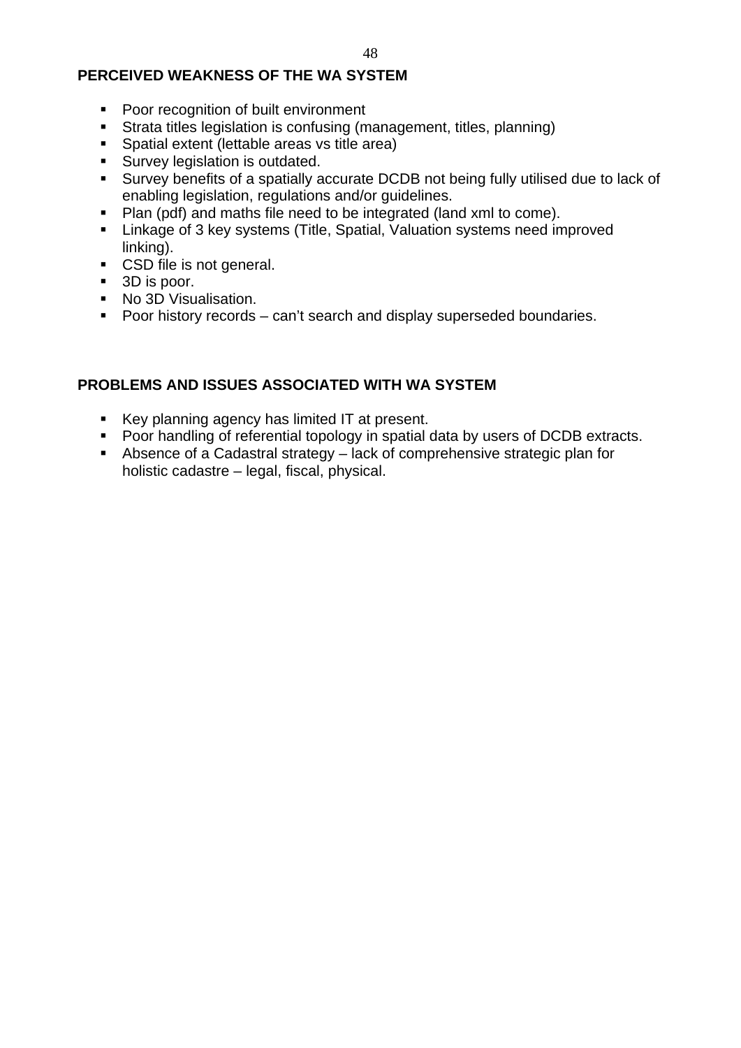## PERCEIVED WEAKNESS OF THE WA SYSTEM

- Poor recognition of built environment
- Strata titles legislation is confusing (management, titles, planning)
- Spatial extent (lettable areas vs title area)
- Survey legislation is outdated.
- Survey benefits of a spatially accurate DCDB not being fully utilised due to lack of enabling legislation, regulations and/or guidelines.
- Plan (pdf) and maths file need to be integrated (land xml to come).
- Linkage of 3 key systems (Title, Spatial, Valuation systems need improved linking).
- CSD file is not general.
- 3D is poor.
- No 3D Visualisation.
- Poor history records – can't search and display superseded boundaries.

## PROBLEMS AND ISSUES ASSOCIATED WITH WA SYSTEM

- Key planning agency has limited IT at present.
- Poor handling of referential topology in spatial data by users of DCDB extracts.
- Absence of a Cadastral strategy – lack of comprehensive strategic plan for holistic cadastre – legal, fiscal, physical.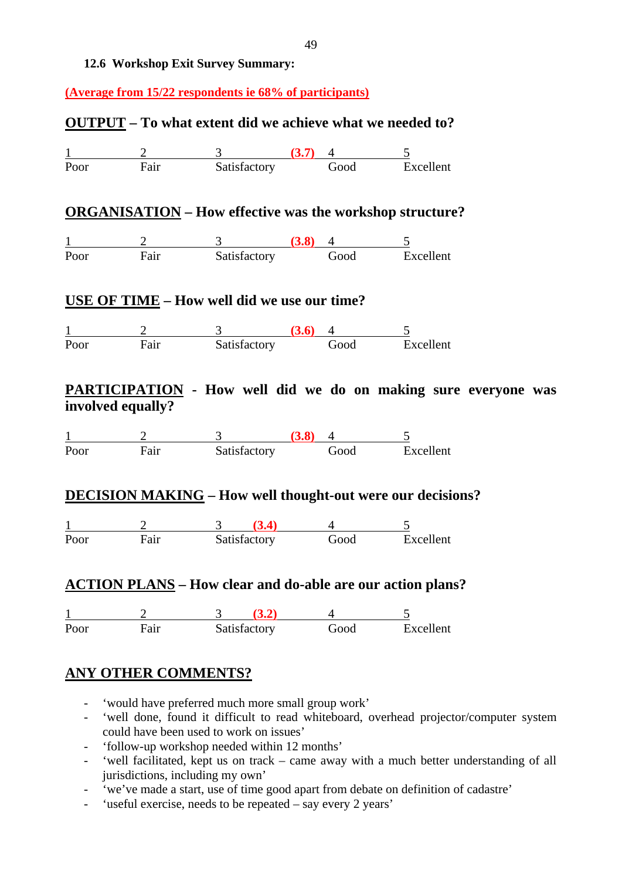### 12.6 Workshop Exit Survey Summary:

**(Average from 15/22 respondents ie 68% of participants)**

**OUTPUT – To what extent did we achieve what we needed to?**

1 Poor — 2 Fair — 3 Satisfactory — **(3.7)** — 4 Good — 5 Excellent

**ORGANISATION – How effective was the workshop structure?**

1 Poor — 2 Fair — 3 Satisfactory — **(3.8)** — 4 Good — 5 Excellent

**USE OF TIME – How well did we use our time?**

1 Poor — 2 Fair — 3 Satisfactory — **(3.6)** — 4 Good — 5 Excellent

**PARTICIPATION - How well did we do on making sure everyone was involved equally?**

1 Poor — 2 Fair — 3 Satisfactory — **(3.8)** — 4 Good — 5 Excellent

**DECISION MAKING – How well thought-out were our decisions?**

1 Poor — 2 Fair — 3 Satisfactory **(3.4)** — 4 Good — 5 Excellent

**ACTION PLANS – How clear and do-able are our action plans?**

1 Poor — 2 Fair — 3 Satisfactory **(3.2)** — 4 Good — 5 Excellent

**ANY OTHER COMMENTS?**

- 'would have preferred much more small group work'
- 'well done, found it difficult to read whiteboard, overhead projector/computer system could have been used to work on issues'
- 'follow-up workshop needed within 12 months'
- 'well facilitated, kept us on track – came away with a much better understanding of all jurisdictions, including my own'
- 'we've made a start, use of time good apart from debate on definition of cadastre'
- 'useful exercise, needs to be repeated – say every 2 years'